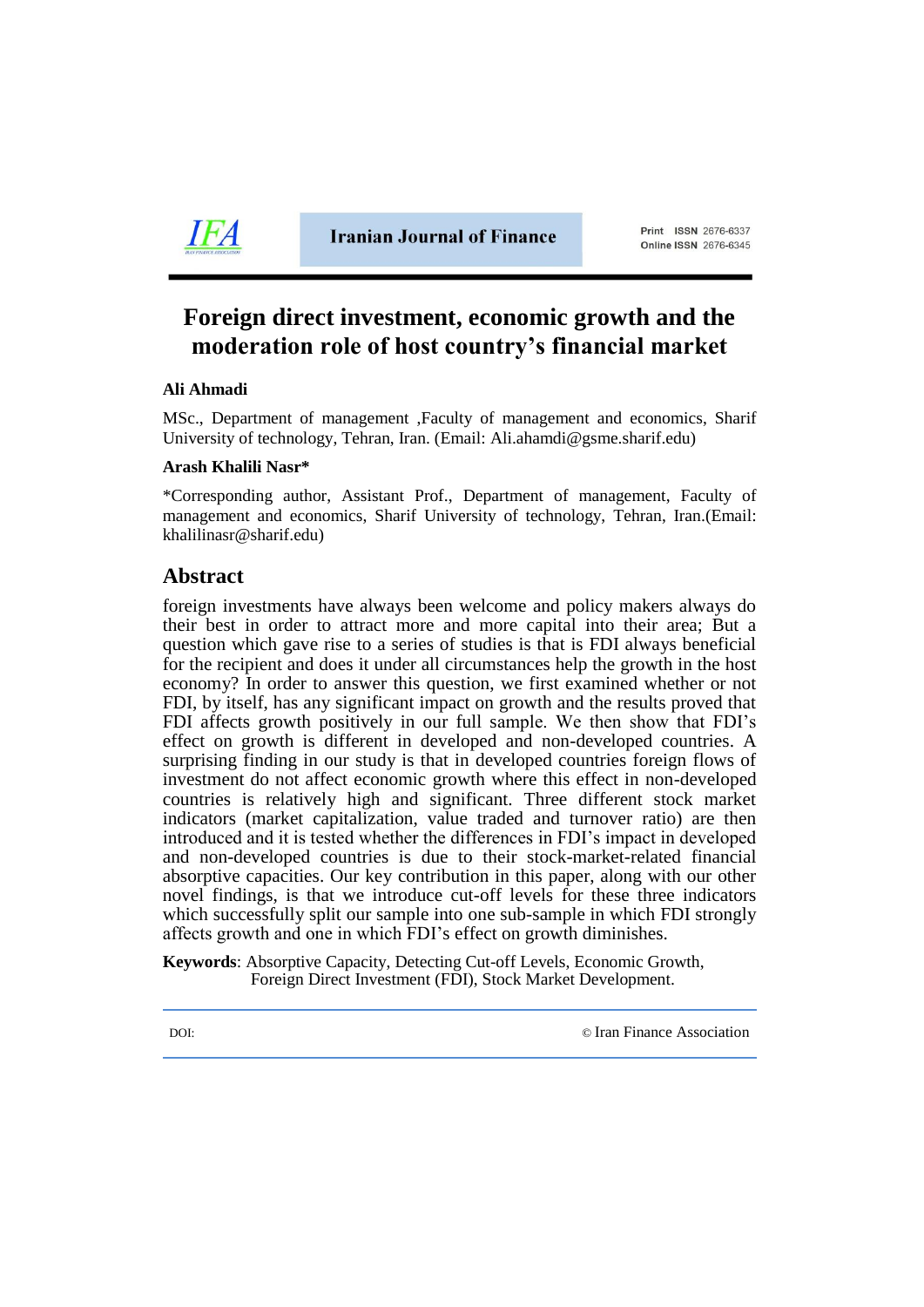# Foreign direct investment, economic growth and the moderation role of host country's financial market

**Ali Ahmadi**

MSc., Department of management ,Faculty of management and economics, Sharif University of technology, Tehran, Iran. (Email: Ali.ahamdi@gsme.sharif.edu)

**Arash Khalili Nasr***

*Corresponding author, Assistant Prof., Department of management, Faculty of management and economics, Sharif University of technology, Tehran, Iran.(Email: khalilinasr@sharif.edu)

## Abstract

foreign investments have always been welcome and policy makers always do their best in order to attract more and more capital into their area; But a question which gave rise to a series of studies is that is FDI always beneficial for the recipient and does it under all circumstances help the growth in the host economy? In order to answer this question, we first examined whether or not FDI, by itself, has any significant impact on growth and the results proved that FDI affects growth positively in our full sample. We then show that FDI's effect on growth is different in developed and non-developed countries. A surprising finding in our study is that in developed countries foreign flows of investment do not affect economic growth where this effect in non-developed countries is relatively high and significant. Three different stock market indicators (market capitalization, value traded and turnover ratio) are then introduced and it is tested whether the differences in FDI's impact in developed and non-developed countries is due to their stock-market-related financial absorptive capacities. Our key contribution in this paper, along with our other novel findings, is that we introduce cut-off levels for these three indicators which successfully split our sample into one sub-sample in which FDI strongly affects growth and one in which FDI's effect on growth diminishes.

**Keywords**: Absorptive Capacity, Detecting Cut-off Levels, Economic Growth, Foreign Direct Investment (FDI), Stock Market Development.

DOI: © Iran Finance Association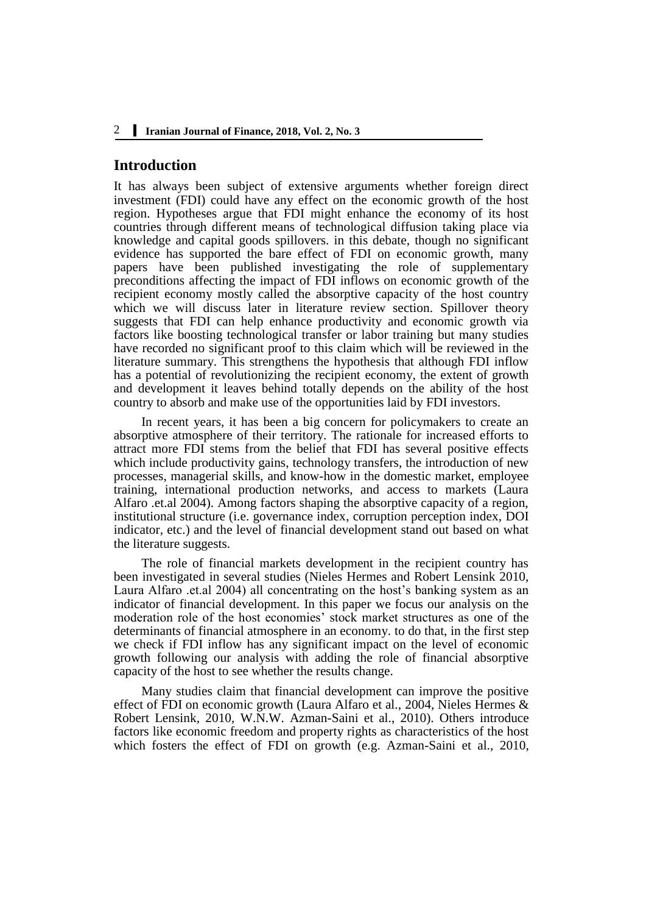## Introduction

It has always been subject of extensive arguments whether foreign direct investment (FDI) could have any effect on the economic growth of the host region. Hypotheses argue that FDI might enhance the economy of its host countries through different means of technological diffusion taking place via knowledge and capital goods spillovers. in this debate, though no significant evidence has supported the bare effect of FDI on economic growth, many papers have been published investigating the role of supplementary preconditions affecting the impact of FDI inflows on economic growth of the recipient economy mostly called the absorptive capacity of the host country which we will discuss later in literature review section. Spillover theory suggests that FDI can help enhance productivity and economic growth via factors like boosting technological transfer or labor training but many studies have recorded no significant proof to this claim which will be reviewed in the literature summary. This strengthens the hypothesis that although FDI inflow has a potential of revolutionizing the recipient economy, the extent of growth and development it leaves behind totally depends on the ability of the host country to absorb and make use of the opportunities laid by FDI investors.

In recent years, it has been a big concern for policymakers to create an absorptive atmosphere of their territory. The rationale for increased efforts to attract more FDI stems from the belief that FDI has several positive effects which include productivity gains, technology transfers, the introduction of new processes, managerial skills, and know-how in the domestic market, employee training, international production networks, and access to markets (Laura Alfaro .et.al 2004). Among factors shaping the absorptive capacity of a region, institutional structure (i.e. governance index, corruption perception index, DOI indicator, etc.) and the level of financial development stand out based on what the literature suggests.

The role of financial markets development in the recipient country has been investigated in several studies (Nieles Hermes and Robert Lensink 2010, Laura Alfaro .et.al 2004) all concentrating on the host's banking system as an indicator of financial development. In this paper we focus our analysis on the moderation role of the host economies' stock market structures as one of the determinants of financial atmosphere in an economy. to do that, in the first step we check if FDI inflow has any significant impact on the level of economic growth following our analysis with adding the role of financial absorptive capacity of the host to see whether the results change.

Many studies claim that financial development can improve the positive effect of FDI on economic growth (Laura Alfaro et al., 2004, Nieles Hermes & Robert Lensink, 2010, W.N.W. Azman-Saini et al., 2010). Others introduce factors like economic freedom and property rights as characteristics of the host which fosters the effect of FDI on growth (e.g. Azman-Saini et al., 2010,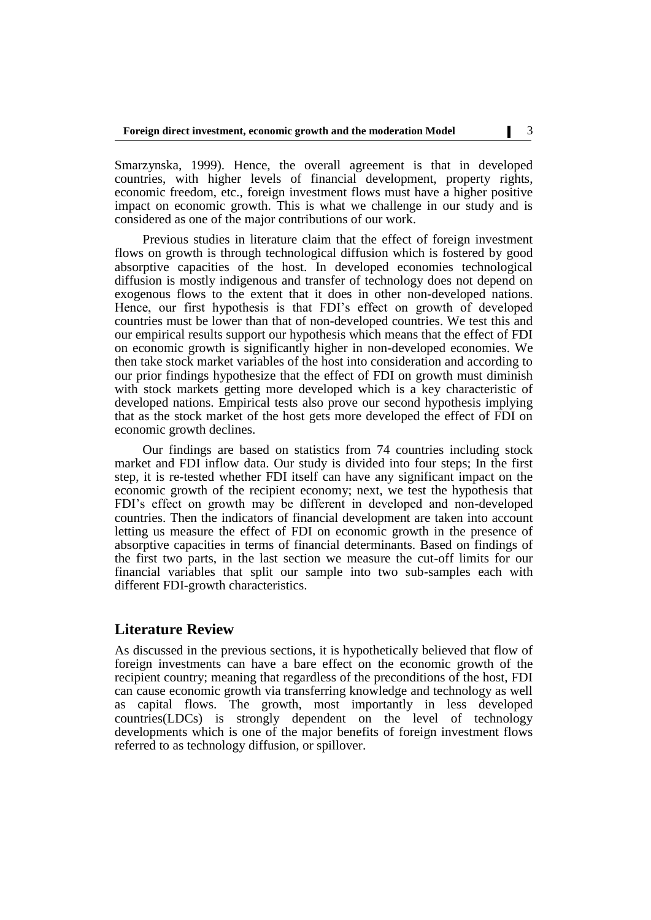Smarzynska, 1999). Hence, the overall agreement is that in developed countries, with higher levels of financial development, property rights, economic freedom, etc., foreign investment flows must have a higher positive impact on economic growth. This is what we challenge in our study and is considered as one of the major contributions of our work.

Previous studies in literature claim that the effect of foreign investment flows on growth is through technological diffusion which is fostered by good absorptive capacities of the host. In developed economies technological diffusion is mostly indigenous and transfer of technology does not depend on exogenous flows to the extent that it does in other non-developed nations. Hence, our first hypothesis is that FDI's effect on growth of developed countries must be lower than that of non-developed countries. We test this and our empirical results support our hypothesis which means that the effect of FDI on economic growth is significantly higher in non-developed economies. We then take stock market variables of the host into consideration and according to our prior findings hypothesize that the effect of FDI on growth must diminish with stock markets getting more developed which is a key characteristic of developed nations. Empirical tests also prove our second hypothesis implying that as the stock market of the host gets more developed the effect of FDI on economic growth declines.

Our findings are based on statistics from 74 countries including stock market and FDI inflow data. Our study is divided into four steps; In the first step, it is re-tested whether FDI itself can have any significant impact on the economic growth of the recipient economy; next, we test the hypothesis that FDI's effect on growth may be different in developed and non-developed countries. Then the indicators of financial development are taken into account letting us measure the effect of FDI on economic growth in the presence of absorptive capacities in terms of financial determinants. Based on findings of the first two parts, in the last section we measure the cut-off limits for our financial variables that split our sample into two sub-samples each with different FDI-growth characteristics.

## Literature Review

As discussed in the previous sections, it is hypothetically believed that flow of foreign investments can have a bare effect on the economic growth of the recipient country; meaning that regardless of the preconditions of the host, FDI can cause economic growth via transferring knowledge and technology as well as capital flows. The growth, most importantly in less developed countries(LDCs) is strongly dependent on the level of technology developments which is one of the major benefits of foreign investment flows referred to as technology diffusion, or spillover.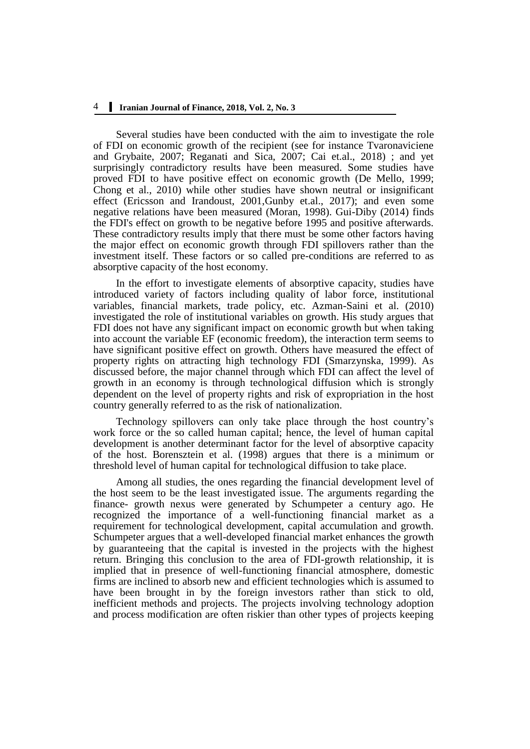Several studies have been conducted with the aim to investigate the role of FDI on economic growth of the recipient (see for instance Tvaronaviciene and Grybaite, 2007; Reganati and Sica, 2007; Cai et.al., 2018) ; and yet surprisingly contradictory results have been measured. Some studies have proved FDI to have positive effect on economic growth (De Mello, 1999; Chong et al., 2010) while other studies have shown neutral or insignificant effect (Ericsson and Irandoust, 2001,Gunby et.al., 2017); and even some negative relations have been measured (Moran, 1998). Gui-Diby (2014) finds the FDI's effect on growth to be negative before 1995 and positive afterwards. These contradictory results imply that there must be some other factors having the major effect on economic growth through FDI spillovers rather than the investment itself. These factors or so called pre-conditions are referred to as absorptive capacity of the host economy.

In the effort to investigate elements of absorptive capacity, studies have introduced variety of factors including quality of labor force, institutional variables, financial markets, trade policy, etc. Azman-Saini et al. (2010) investigated the role of institutional variables on growth. His study argues that FDI does not have any significant impact on economic growth but when taking into account the variable EF (economic freedom), the interaction term seems to have significant positive effect on growth. Others have measured the effect of property rights on attracting high technology FDI (Smarzynska, 1999). As discussed before, the major channel through which FDI can affect the level of growth in an economy is through technological diffusion which is strongly dependent on the level of property rights and risk of expropriation in the host country generally referred to as the risk of nationalization.

Technology spillovers can only take place through the host country's work force or the so called human capital; hence, the level of human capital development is another determinant factor for the level of absorptive capacity of the host. Borensztein et al. (1998) argues that there is a minimum or threshold level of human capital for technological diffusion to take place.

Among all studies, the ones regarding the financial development level of the host seem to be the least investigated issue. The arguments regarding the finance- growth nexus were generated by Schumpeter a century ago. He recognized the importance of a well-functioning financial market as a requirement for technological development, capital accumulation and growth. Schumpeter argues that a well-developed financial market enhances the growth by guaranteeing that the capital is invested in the projects with the highest return. Bringing this conclusion to the area of FDI-growth relationship, it is implied that in presence of well-functioning financial atmosphere, domestic firms are inclined to absorb new and efficient technologies which is assumed to have been brought in by the foreign investors rather than stick to old, inefficient methods and projects. The projects involving technology adoption and process modification are often riskier than other types of projects keeping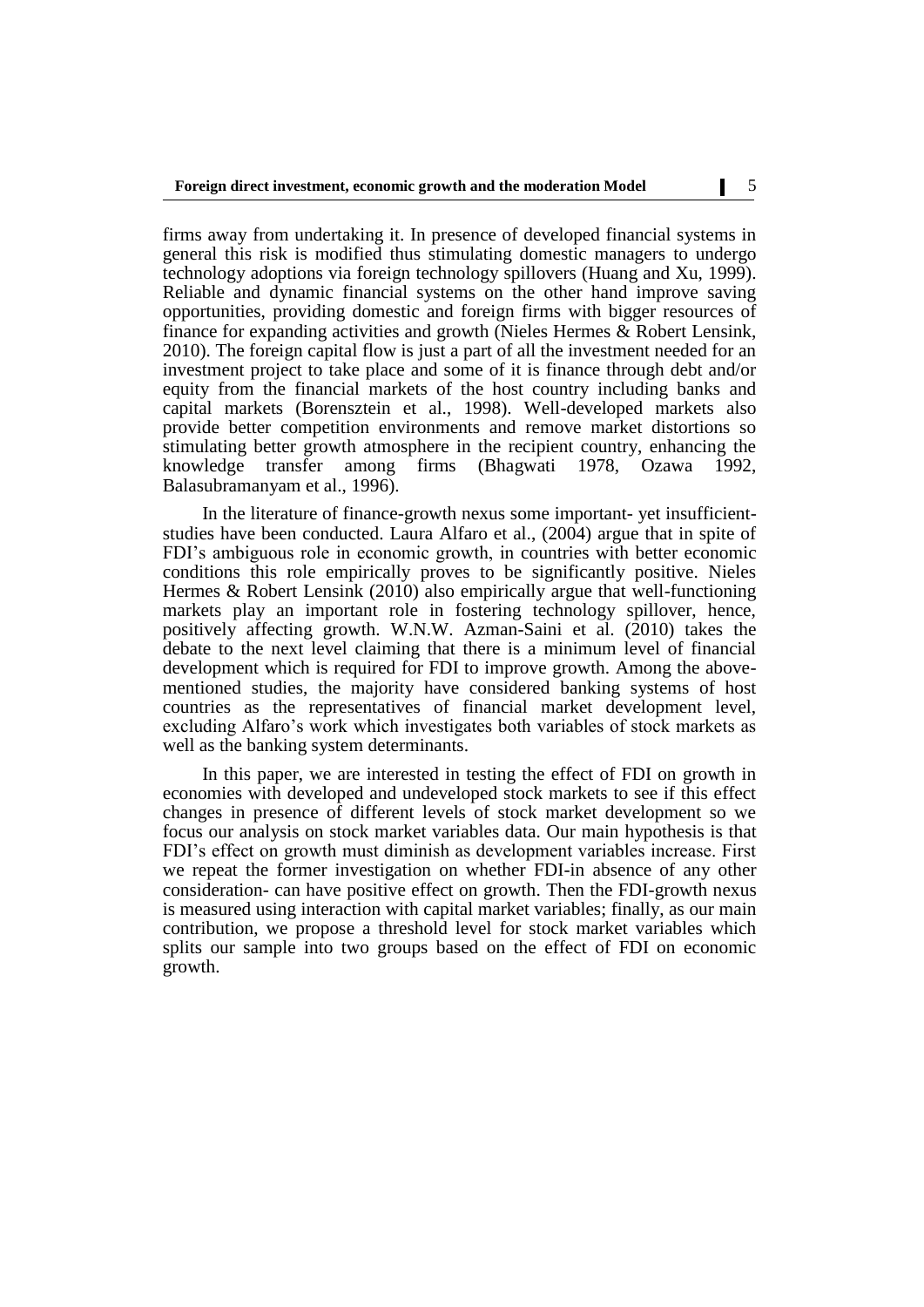firms away from undertaking it. In presence of developed financial systems in general this risk is modified thus stimulating domestic managers to undergo technology adoptions via foreign technology spillovers (Huang and Xu, 1999). Reliable and dynamic financial systems on the other hand improve saving opportunities, providing domestic and foreign firms with bigger resources of finance for expanding activities and growth (Nieles Hermes & Robert Lensink, 2010). The foreign capital flow is just a part of all the investment needed for an investment project to take place and some of it is finance through debt and/or equity from the financial markets of the host country including banks and capital markets (Borensztein et al., 1998). Well-developed markets also provide better competition environments and remove market distortions so stimulating better growth atmosphere in the recipient country, enhancing the knowledge transfer among firms (Bhagwati 1978, Ozawa 1992, Balasubramanyam et al., 1996).

In the literature of finance-growth nexus some important- yet insufficient- studies have been conducted. Laura Alfaro et al., (2004) argue that in spite of FDI's ambiguous role in economic growth, in countries with better economic conditions this role empirically proves to be significantly positive. Nieles Hermes & Robert Lensink (2010) also empirically argue that well-functioning markets play an important role in fostering technology spillover, hence, positively affecting growth. W.N.W. Azman-Saini et al. (2010) takes the debate to the next level claiming that there is a minimum level of financial development which is required for FDI to improve growth. Among the above-mentioned studies, the majority have considered banking systems of host countries as the representatives of financial market development level, excluding Alfaro's work which investigates both variables of stock markets as well as the banking system determinants.

In this paper, we are interested in testing the effect of FDI on growth in economies with developed and undeveloped stock markets to see if this effect changes in presence of different levels of stock market development so we focus our analysis on stock market variables data. Our main hypothesis is that FDI's effect on growth must diminish as development variables increase. First we repeat the former investigation on whether FDI-in absence of any other consideration- can have positive effect on growth. Then the FDI-growth nexus is measured using interaction with capital market variables; finally, as our main contribution, we propose a threshold level for stock market variables which splits our sample into two groups based on the effect of FDI on economic growth.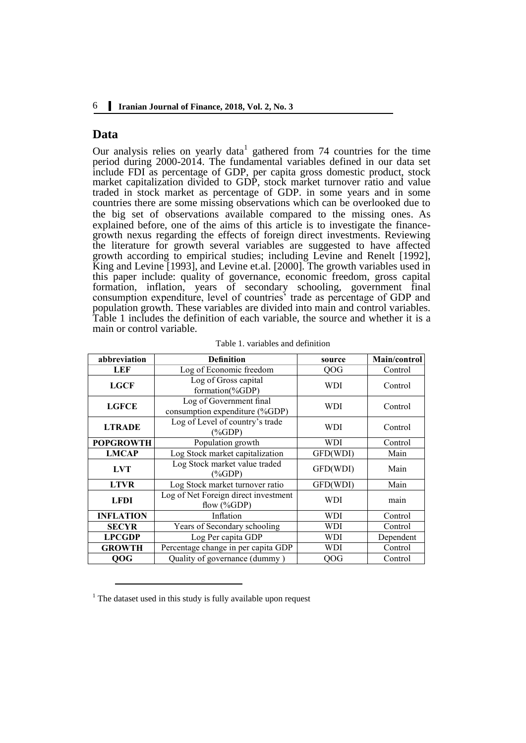## Data

Our analysis relies on yearly data[1] gathered from 74 countries for the time period during 2000-2014. The fundamental variables defined in our data set include FDI as percentage of GDP, per capita gross domestic product, stock market capitalization divided to GDP, stock market turnover ratio and value traded in stock market as percentage of GDP. in some years and in some countries there are some missing observations which can be overlooked due to the big set of observations available compared to the missing ones. As explained before, one of the aims of this article is to investigate the finance-growth nexus regarding the effects of foreign direct investments. Reviewing the literature for growth several variables are suggested to have affected growth according to empirical studies; including Levine and Renelt [1992], King and Levine [1993], and Levine et.al. [2000]. The growth variables used in this paper include: quality of governance, economic freedom, gross capital formation, inflation, years of secondary schooling, government final consumption expenditure, level of countries' trade as percentage of GDP and population growth. These variables are divided into main and control variables. Table 1 includes the definition of each variable, the source and whether it is a main or control variable.

Table 1. variables and definition

| abbreviation | Definition | source | Main/control |
|---|---|---|---|
| **LEF** | Log of Economic freedom | QOG | Control |
| **LGCF** | Log of Gross capital formation(%GDP) | WDI | Control |
| **LGFCE** | Log of Government final consumption expenditure (%GDP) | WDI | Control |
| **LTRADE** | Log of Level of country's trade (%GDP) | WDI | Control |
| **POPGROWTH** | Population growth | WDI | Control |
| **LMCAP** | Log Stock market capitalization | GFD(WDI) | Main |
| **LVT** | Log Stock market value traded (%GDP) | GFD(WDI) | Main |
| **LTVR** | Log Stock market turnover ratio | GFD(WDI) | Main |
| **LFDI** | Log of Net Foreign direct investment flow (%GDP) | WDI | main |
| **INFLATION** | Inflation | WDI | Control |
| **SECYR** | Years of Secondary schooling | WDI | Control |
| **LPCGDP** | Log Per capita GDP | WDI | Dependent |
| **GROWTH** | Percentage change in per capita GDP | WDI | Control |
| **QOG** | Quality of governance (dummy ) | QOG | Control |

[1] The dataset used in this study is fully available upon request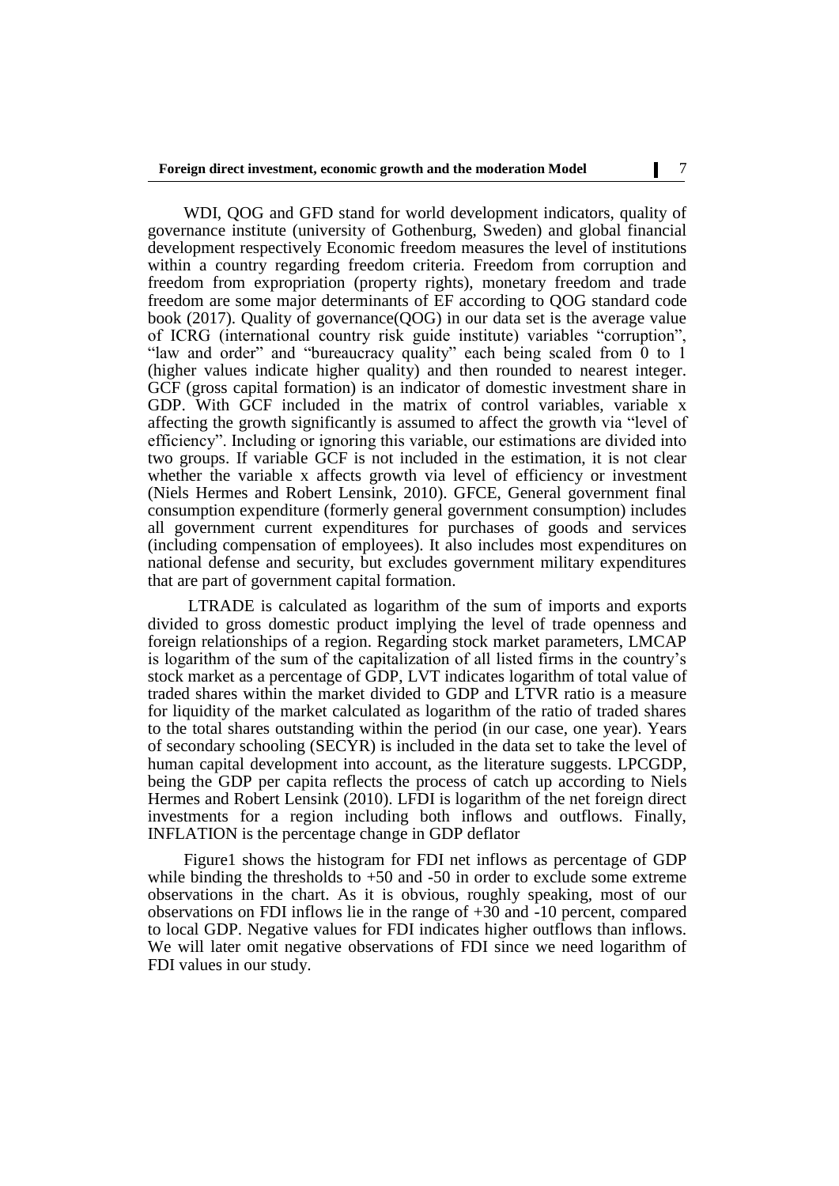WDI, QOG and GFD stand for world development indicators, quality of governance institute (university of Gothenburg, Sweden) and global financial development respectively Economic freedom measures the level of institutions within a country regarding freedom criteria. Freedom from corruption and freedom from expropriation (property rights), monetary freedom and trade freedom are some major determinants of EF according to QOG standard code book (2017). Quality of governance(QOG) in our data set is the average value of ICRG (international country risk guide institute) variables "corruption", "law and order" and "bureaucracy quality" each being scaled from 0 to 1 (higher values indicate higher quality) and then rounded to nearest integer. GCF (gross capital formation) is an indicator of domestic investment share in GDP. With GCF included in the matrix of control variables, variable x affecting the growth significantly is assumed to affect the growth via "level of efficiency". Including or ignoring this variable, our estimations are divided into two groups. If variable GCF is not included in the estimation, it is not clear whether the variable x affects growth via level of efficiency or investment (Niels Hermes and Robert Lensink, 2010). GFCE, General government final consumption expenditure (formerly general government consumption) includes all government current expenditures for purchases of goods and services (including compensation of employees). It also includes most expenditures on national defense and security, but excludes government military expenditures that are part of government capital formation.

LTRADE is calculated as logarithm of the sum of imports and exports divided to gross domestic product implying the level of trade openness and foreign relationships of a region. Regarding stock market parameters, LMCAP is logarithm of the sum of the capitalization of all listed firms in the country's stock market as a percentage of GDP, LVT indicates logarithm of total value of traded shares within the market divided to GDP and LTVR ratio is a measure for liquidity of the market calculated as logarithm of the ratio of traded shares to the total shares outstanding within the period (in our case, one year). Years of secondary schooling (SECYR) is included in the data set to take the level of human capital development into account, as the literature suggests. LPCGDP, being the GDP per capita reflects the process of catch up according to Niels Hermes and Robert Lensink (2010). LFDI is logarithm of the net foreign direct investments for a region including both inflows and outflows. Finally, INFLATION is the percentage change in GDP deflator

Figure1 shows the histogram for FDI net inflows as percentage of GDP while binding the thresholds to +50 and -50 in order to exclude some extreme observations in the chart. As it is obvious, roughly speaking, most of our observations on FDI inflows lie in the range of +30 and -10 percent, compared to local GDP. Negative values for FDI indicates higher outflows than inflows. We will later omit negative observations of FDI since we need logarithm of FDI values in our study.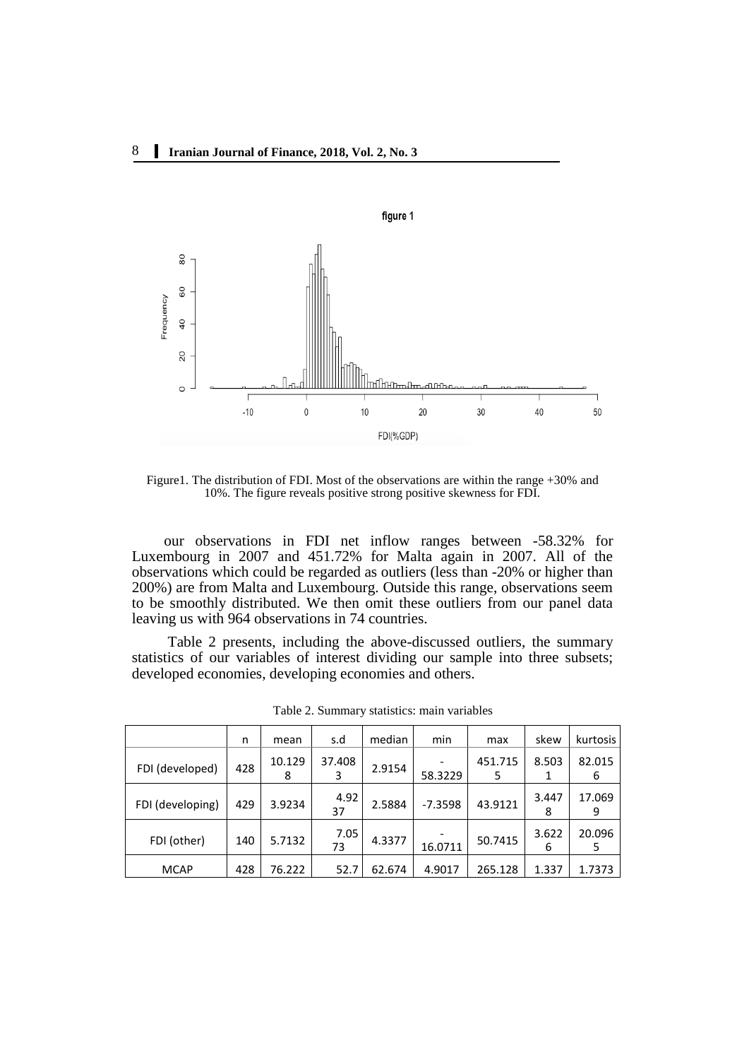Figure1. The distribution of FDI. Most of the observations are within the range +30% and 10%. The figure reveals positive strong positive skewness for FDI.

our observations in FDI net inflow ranges between -58.32% for Luxembourg in 2007 and 451.72% for Malta again in 2007. All of the observations which could be regarded as outliers (less than -20% or higher than 200%) are from Malta and Luxembourg. Outside this range, observations seem to be smoothly distributed. We then omit these outliers from our panel data leaving us with 964 observations in 74 countries.

Table 2 presents, including the above-discussed outliers, the summary statistics of our variables of interest dividing our sample into three subsets; developed economies, developing economies and others.

Table 2. Summary statistics: main variables

| | n | mean | s.d | median | min | max | skew | kurtosis |
|---|---|---|---|---|---|---|---|---|
| FDI (developed) | 428 | 10.1298 | 37.4083 | 2.9154 | -58.3229 | 451.7155 | 8.5031 | 82.0156 |
| FDI (developing) | 429 | 3.9234 | 4.9237 | 2.5884 | -7.3598 | 43.9121 | 3.4478 | 17.0699 |
| FDI (other) | 140 | 5.7132 | 7.0573 | 4.3377 | -16.0711 | 50.7415 | 3.6226 | 20.0965 |
| MCAP | 428 | 76.222 | 52.7 | 62.674 | 4.9017 | 265.128 | 1.337 | 1.7373 |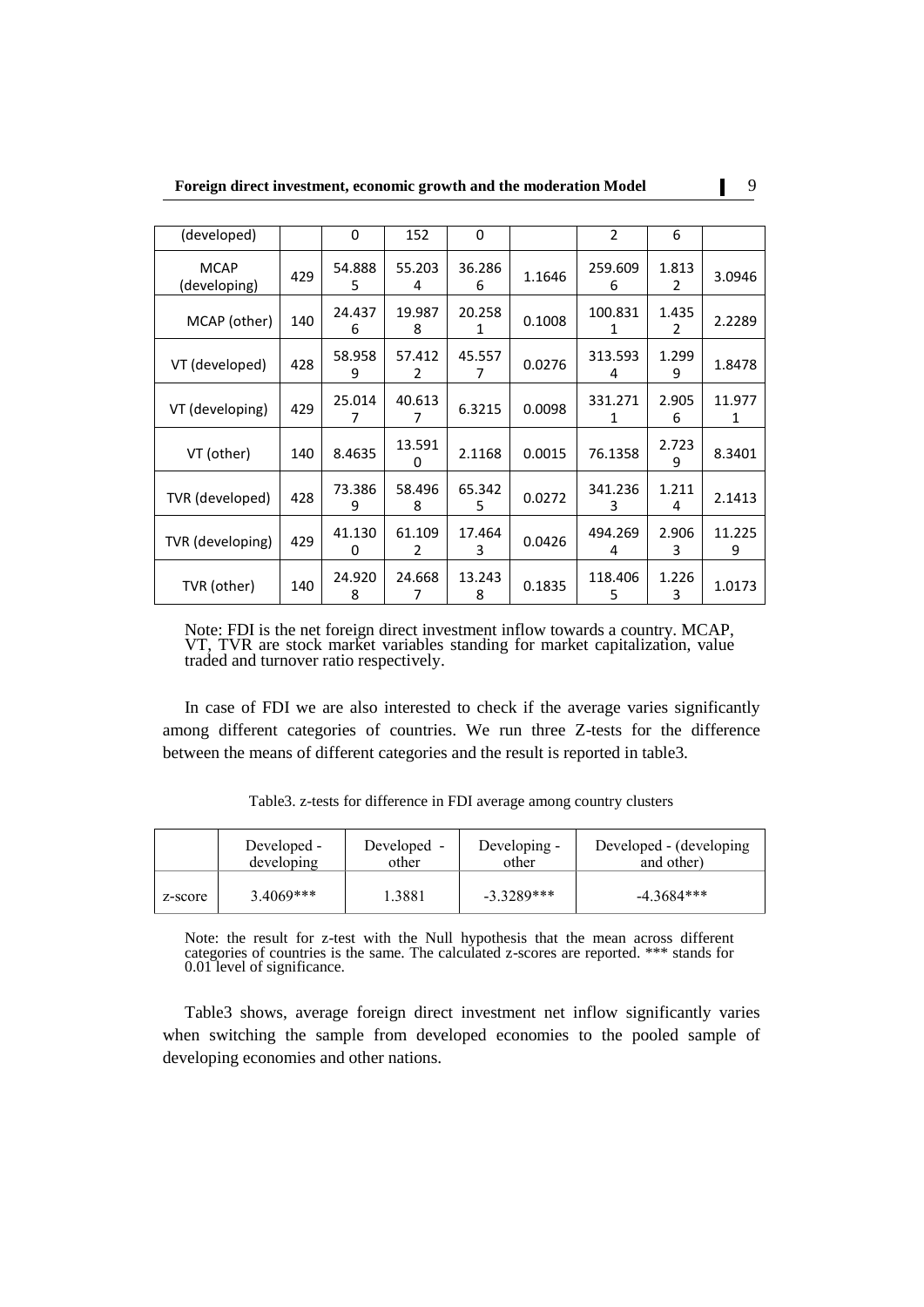| (developed) | | 0 | 152 | 0 | | 2 | 6 | |
|---|---|---|---|---|---|---|---|---|
| MCAP (developing) | 429 | 54.8885 | 55.2034 | 36.2866 | 1.1646 | 259.6096 | 1.8132 | 3.0946 |
| MCAP (other) | 140 | 24.4376 | 19.9878 | 20.2581 | 0.1008 | 100.8311 | 1.4352 | 2.2289 |
| VT (developed) | 428 | 58.9589 | 57.4122 | 45.5577 | 0.0276 | 313.5934 | 1.2999 | 1.8478 |
| VT (developing) | 429 | 25.0147 | 40.6137 | 6.3215 | 0.0098 | 331.2711 | 2.9056 | 11.9771 |
| VT (other) | 140 | 8.4635 | 13.5910 | 2.1168 | 0.0015 | 76.1358 | 2.7239 | 8.3401 |
| TVR (developed) | 428 | 73.3869 | 58.4968 | 65.3425 | 0.0272 | 341.2363 | 1.2114 | 2.1413 |
| TVR (developing) | 429 | 41.1300 | 61.1092 | 17.4643 | 0.0426 | 494.2694 | 2.9063 | 11.2259 |
| TVR (other) | 140 | 24.9208 | 24.6687 | 13.2438 | 0.1835 | 118.4065 | 1.2263 | 1.0173 |

Note: FDI is the net foreign direct investment inflow towards a country. MCAP, VT, TVR are stock market variables standing for market capitalization, value traded and turnover ratio respectively.

In case of FDI we are also interested to check if the average varies significantly among different categories of countries. We run three Z-tests for the difference between the means of different categories and the result is reported in table3.

Table3. z-tests for difference in FDI average among country clusters

| | Developed - developing | Developed - other | Developing - other | Developed - (developing and other) |
|---|---|---|---|---|
| z-score | 3.4069*** | 1.3881 | -3.3289*** | -4.3684*** |

Note: the result for z-test with the Null hypothesis that the mean across different categories of countries is the same. The calculated z-scores are reported. *** stands for 0.01 level of significance.

Table3 shows, average foreign direct investment net inflow significantly varies when switching the sample from developed economies to the pooled sample of developing economies and other nations.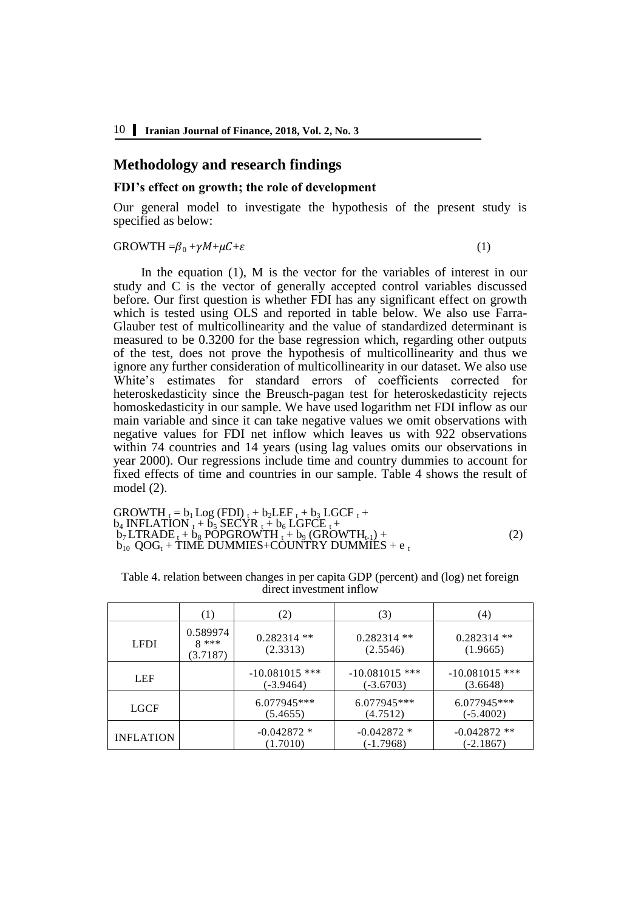## Methodology and research findings

### FDI's effect on growth; the role of development

Our general model to investigate the hypothesis of the present study is specified as below:

$$GROWTH = \beta_0 + \gamma M + \mu C + \varepsilon \quad (1)$$

In the equation (1), M is the vector for the variables of interest in our study and C is the vector of generally accepted control variables discussed before. Our first question is whether FDI has any significant effect on growth which is tested using OLS and reported in table below. We also use Farra-Glauber test of multicollinearity and the value of standardized determinant is measured to be 0.3200 for the base regression which, regarding other outputs of the test, does not prove the hypothesis of multicollinearity and thus we ignore any further consideration of multicollinearity in our dataset. We also use White's estimates for standard errors of coefficients corrected for heteroskedasticity since the Breusch-pagan test for heteroskedasticity rejects homoskedasticity in our sample. We have used logarithm net FDI inflow as our main variable and since it can take negative values we omit observations with negative values for FDI net inflow which leaves us with 922 observations within 74 countries and 14 years (using lag values omits our observations in year 2000). Our regressions include time and country dummies to account for fixed effects of time and countries in our sample. Table 4 shows the result of model (2).

$$\begin{aligned} GROWTH_t &= b_1 \text{Log}(FDI)_t + b_2 LEF_t + b_3 LGCF_t + \\ & b_4 INFLATION_t + b_5 SECYR_t + b_6 LGFCE_t + \\ & b_7 LTRADE_t + b_8 POPGROWTH_t + b_9 (GROWTH_{t-1}) + \\ & b_{10} QOG_t + \text{TIME DUMMIES} + \text{COUNTRY DUMMIES} + e_t \end{aligned} \quad (2)$$

Table 4. relation between changes in per capita GDP (percent) and (log) net foreign direct investment inflow

| | (1) | (2) | (3) | (4) |
|---|---|---|---|---|
| LFDI | 0.5899748 *** (3.7187) | 0.282314 ** (2.3313) | 0.282314 ** (2.5546) | 0.282314 ** (1.9665) |
| LEF | | -10.081015 *** (-3.9464) | -10.081015 *** (-3.6703) | -10.081015 *** (3.6648) |
| LGCF | | 6.077945*** (5.4655) | 6.077945*** (4.7512) | 6.077945*** (-5.4002) |
| INFLATION | | -0.042872 * (1.7010) | -0.042872 * (-1.7968) | -0.042872 ** (-2.1867) |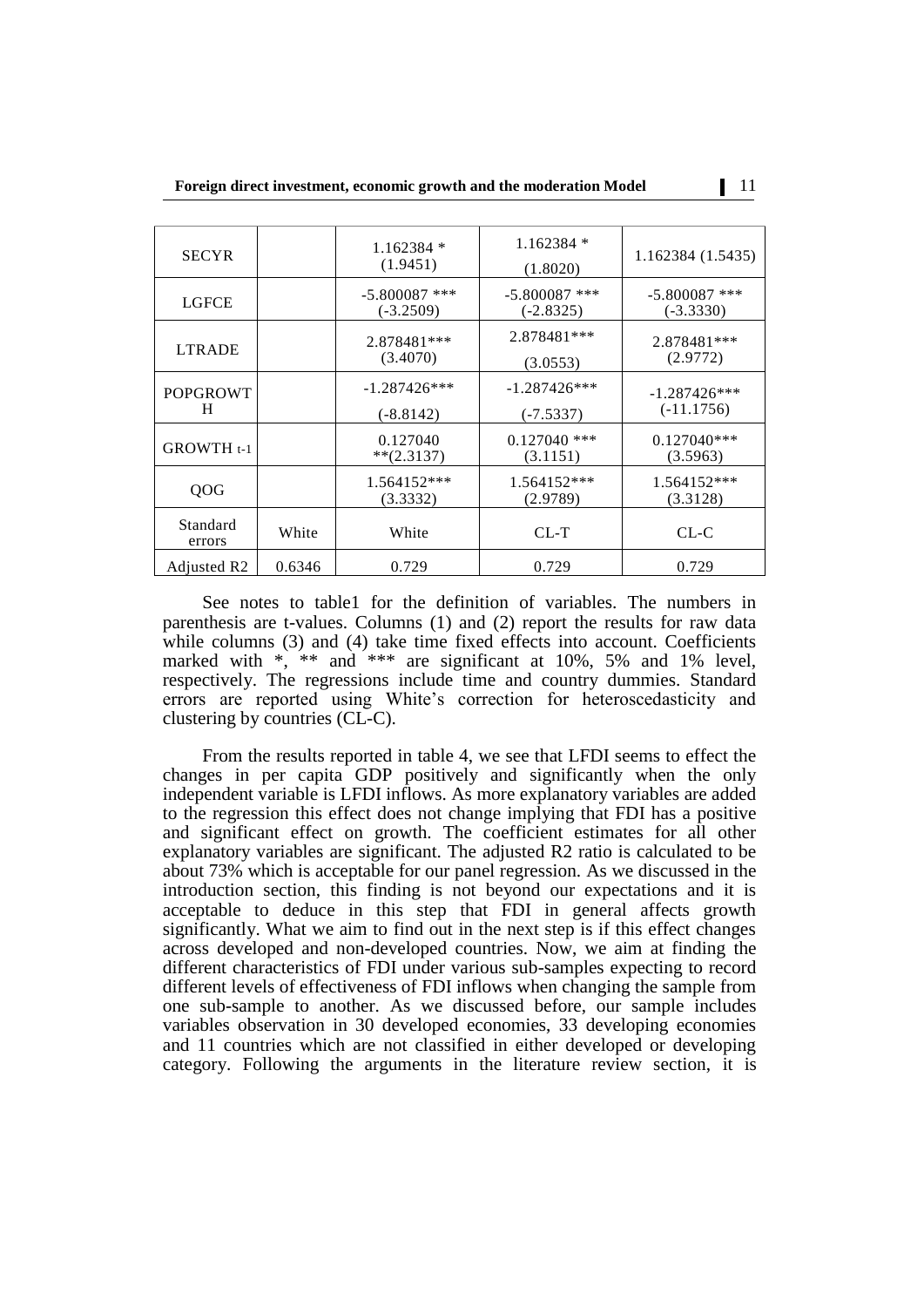| SECYR | | 1.162384 * (1.9451) | 1.162384 * (1.8020) | 1.162384 (1.5435) |
|---|---|---|---|---|
| LGFCE | | -5.800087 *** (-3.2509) | -5.800087 *** (-2.8325) | -5.800087 *** (-3.3330) |
| LTRADE | | 2.878481*** (3.4070) | 2.878481*** (3.0553) | 2.878481*** (2.9772) |
| POPGROWTH | | -1.287426*** (-8.8142) | -1.287426*** (-7.5337) | -1.287426*** (-11.1756) |
| GROWTH $_{t-1}$ | | 0.127040 **(2.3137) | 0.127040 *** (3.1151) | 0.127040*** (3.5963) |
| QOG | | 1.564152*** (3.3332) | 1.564152*** (2.9789) | 1.564152*** (3.3128) |
| Standard errors | White | White | CL-T | CL-C |
| Adjusted R2 | 0.6346 | 0.729 | 0.729 | 0.729 |

See notes to table1 for the definition of variables. The numbers in parenthesis are t-values. Columns (1) and (2) report the results for raw data while columns (3) and (4) take time fixed effects into account. Coefficients marked with *, ** and *** are significant at 10%, 5% and 1% level, respectively. The regressions include time and country dummies. Standard errors are reported using White's correction for heteroscedasticity and clustering by countries (CL-C).

From the results reported in table 4, we see that LFDI seems to effect the changes in per capita GDP positively and significantly when the only independent variable is LFDI inflows. As more explanatory variables are added to the regression this effect does not change implying that FDI has a positive and significant effect on growth. The coefficient estimates for all other explanatory variables are significant. The adjusted R2 ratio is calculated to be about 73% which is acceptable for our panel regression. As we discussed in the introduction section, this finding is not beyond our expectations and it is acceptable to deduce in this step that FDI in general affects growth significantly. What we aim to find out in the next step is if this effect changes across developed and non-developed countries. Now, we aim at finding the different characteristics of FDI under various sub-samples expecting to record different levels of effectiveness of FDI inflows when changing the sample from one sub-sample to another. As we discussed before, our sample includes variables observation in 30 developed economies, 33 developing economies and 11 countries which are not classified in either developed or developing category. Following the arguments in the literature review section, it is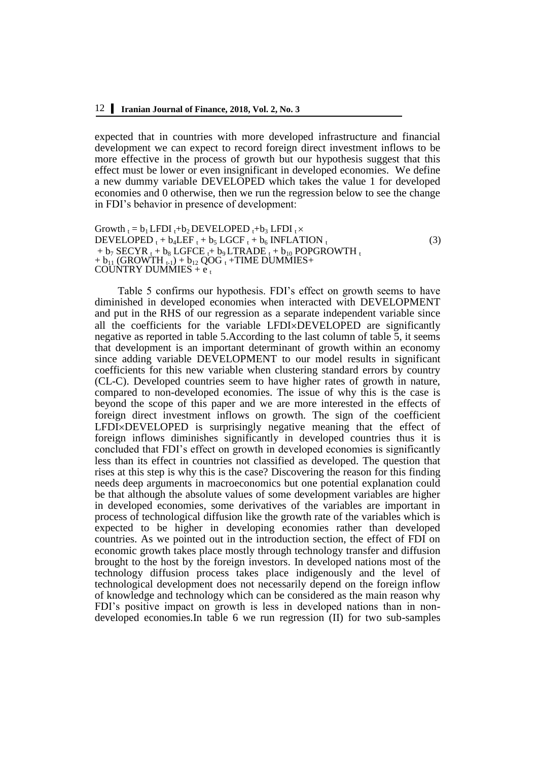expected that in countries with more developed infrastructure and financial development we can expect to record foreign direct investment inflows to be more effective in the process of growth but our hypothesis suggest that this effect must be lower or even insignificant in developed economies. We define a new dummy variable DEVELOPED which takes the value 1 for developed economies and 0 otherwise, then we run the regression below to see the change in FDI's behavior in presence of development:

$$\begin{aligned} Growth_t &= b_1 LFDI_t + b_2 DEVELOPED_t + b_3 LFDI_t \times DEVELOPED_t + b_4 LEF_t + b_5 LGCF_t + b_6 INFLATION_t \\ &+ b_7 SECYR_t + b_8 LGFCE_t + b_9 LTRADE_t + b_{10} POPGROWTH_t \\ &+ b_{11} (GROWTH_{t-1}) + b_{12} QOG_t + TIME\ DUMMIES + COUNTRY\ DUMMIES + e_t \end{aligned} \tag{3}$$

Table 5 confirms our hypothesis. FDI's effect on growth seems to have diminished in developed economies when interacted with DEVELOPMENT and put in the RHS of our regression as a separate independent variable since all the coefficients for the variable LFDI×DEVELOPED are significantly negative as reported in table 5.According to the last column of table 5, it seems that development is an important determinant of growth within an economy since adding variable DEVELOPMENT to our model results in significant coefficients for this new variable when clustering standard errors by country (CL-C). Developed countries seem to have higher rates of growth in nature, compared to non-developed economies. The issue of why this is the case is beyond the scope of this paper and we are more interested in the effects of foreign direct investment inflows on growth. The sign of the coefficient LFDI×DEVELOPED is surprisingly negative meaning that the effect of foreign inflows diminishes significantly in developed countries thus it is concluded that FDI's effect on growth in developed economies is significantly less than its effect in countries not classified as developed. The question that rises at this step is why this is the case? Discovering the reason for this finding needs deep arguments in macroeconomics but one potential explanation could be that although the absolute values of some development variables are higher in developed economies, some derivatives of the variables are important in process of technological diffusion like the growth rate of the variables which is expected to be higher in developing economies rather than developed countries. As we pointed out in the introduction section, the effect of FDI on economic growth takes place mostly through technology transfer and diffusion brought to the host by the foreign investors. In developed nations most of the technology diffusion process takes place indigenously and the level of technological development does not necessarily depend on the foreign inflow of knowledge and technology which can be considered as the main reason why FDI's positive impact on growth is less in developed nations than in non-developed economies.In table 6 we run regression (II) for two sub-samples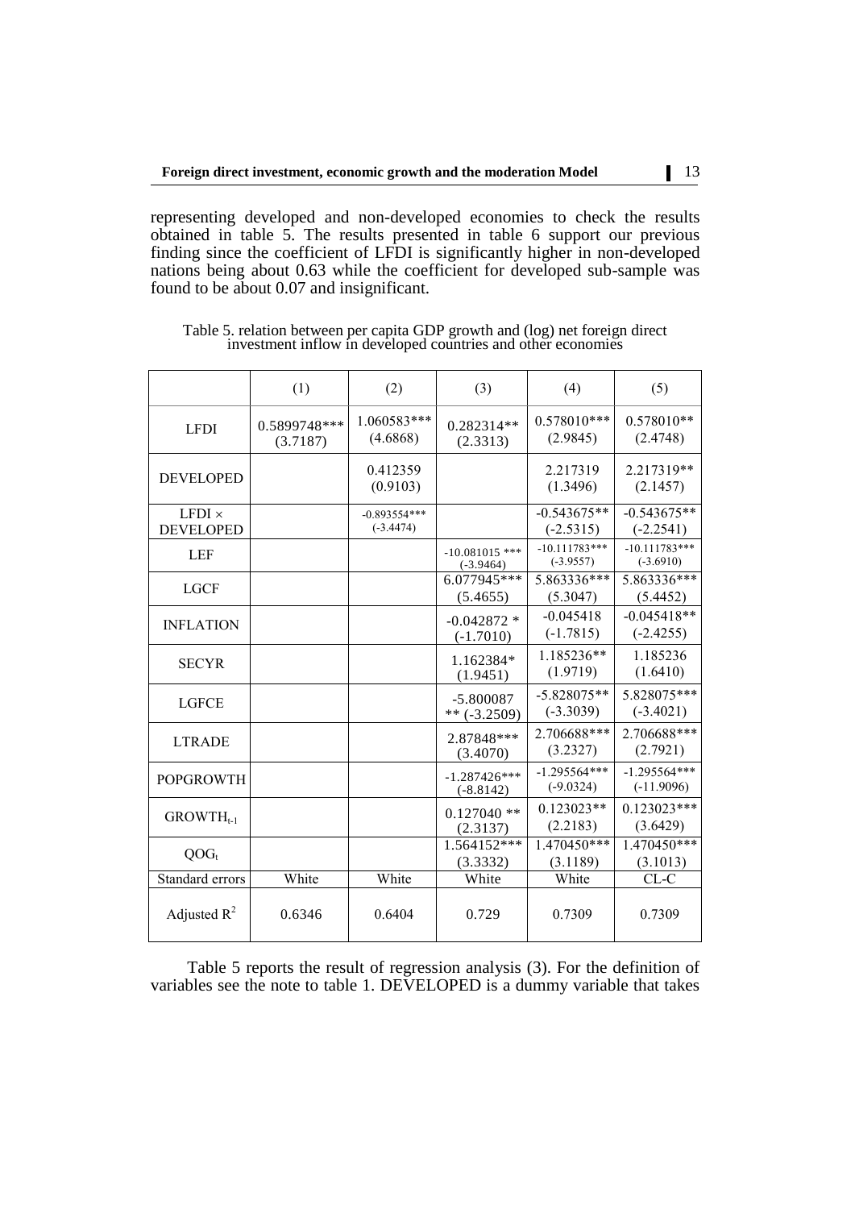representing developed and non-developed economies to check the results obtained in table 5. The results presented in table 6 support our previous finding since the coefficient of LFDI is significantly higher in non-developed nations being about 0.63 while the coefficient for developed sub-sample was found to be about 0.07 and insignificant.

Table 5. relation between per capita GDP growth and (log) net foreign direct investment inflow in developed countries and other economies

| | (1) | (2) | (3) | (4) | (5) |
|---|---|---|---|---|---|
| LFDI | 0.5899748*** (3.7187) | 1.060583*** (4.6868) | 0.282314** (2.3313) | 0.578010*** (2.9845) | 0.578010** (2.4748) |
| DEVELOPED | | 0.412359 (0.9103) | | 2.217319 (1.3496) | 2.217319** (2.1457) |
| LFDI × DEVELOPED | | -0.893554*** (-3.4474) | | -0.543675** (-2.5315) | -0.543675** (-2.2541) |
| LEF | | | -10.081015 *** (-3.9464) | -10.111783*** (-3.9557) | -10.111783*** (-3.6910) |
| LGCF | | | 6.077945*** (5.4655) | 5.863336*** (5.3047) | 5.863336*** (5.4452) |
| INFLATION | | | -0.042872 * (-1.7010) | -0.045418 (-1.7815) | -0.045418** (-2.4255) |
| SECYR | | | 1.162384* (1.9451) | 1.185236** (1.9719) | 1.185236 (1.6410) |
| LGFCE | | | -5.800087 ** (-3.2509) | -5.828075** (-3.3039) | 5.828075*** (-3.4021) |
| LTRADE | | | 2.87848*** (3.4070) | 2.706688*** (3.2327) | 2.706688*** (2.7921) |
| POPGROWTH | | | -1.287426*** (-8.8142) | -1.295564*** (-9.0324) | -1.295564*** (-11.9096) |
| $GROWTH_{t-1}$ | | | 0.127040 ** (2.3137) | 0.123023** (2.2183) | 0.123023*** (3.6429) |
| $QOG_t$ | | | 1.564152*** (3.3332) | 1.470450*** (3.1189) | 1.470450*** (3.1013) |
| Standard errors | White | White | White | White | CL-C |
| Adjusted $R^2$ | 0.6346 | 0.6404 | 0.729 | 0.7309 | 0.7309 |

Table 5 reports the result of regression analysis (3). For the definition of variables see the note to table 1. DEVELOPED is a dummy variable that takes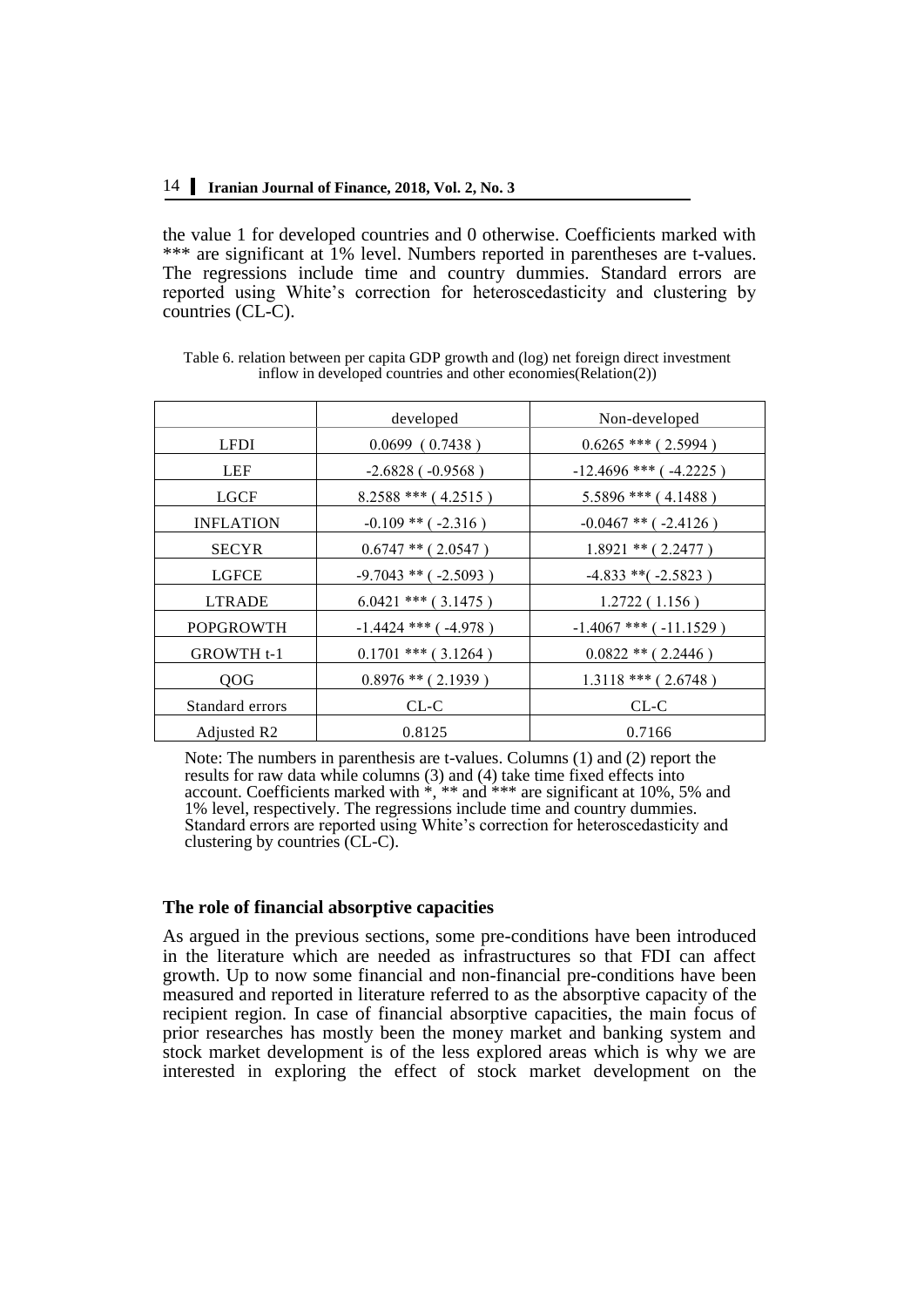the value 1 for developed countries and 0 otherwise. Coefficients marked with *** are significant at 1% level. Numbers reported in parentheses are t-values. The regressions include time and country dummies. Standard errors are reported using White's correction for heteroscedasticity and clustering by countries (CL-C).

Table 6. relation between per capita GDP growth and (log) net foreign direct investment inflow in developed countries and other economies(Relation(2))

| | developed | Non-developed |
|---|---|---|
| LFDI | 0.0699 ( 0.7438 ) | 0.6265 *** ( 2.5994 ) |
| LEF | -2.6828 ( -0.9568 ) | -12.4696 *** ( -4.2225 ) |
| LGCF | 8.2588 *** ( 4.2515 ) | 5.5896 *** ( 4.1488 ) |
| INFLATION | -0.109 ** ( -2.316 ) | -0.0467 ** ( -2.4126 ) |
| SECYR | 0.6747 ** ( 2.0547 ) | 1.8921 ** ( 2.2477 ) |
| LGFCE | -9.7043 ** ( -2.5093 ) | -4.833 **( -2.5823 ) |
| LTRADE | 6.0421 *** ( 3.1475 ) | 1.2722 ( 1.156 ) |
| POPGROWTH | -1.4424 *** ( -4.978 ) | -1.4067 *** ( -11.1529 ) |
| GROWTH t-1 | 0.1701 *** ( 3.1264 ) | 0.0822 ** ( 2.2446 ) |
| QOG | 0.8976 ** ( 2.1939 ) | 1.3118 *** ( 2.6748 ) |
| Standard errors | CL-C | CL-C |
| Adjusted R2 | 0.8125 | 0.7166 |

Note: The numbers in parenthesis are t-values. Columns (1) and (2) report the results for raw data while columns (3) and (4) take time fixed effects into account. Coefficients marked with *, ** and *** are significant at 10%, 5% and 1% level, respectively. The regressions include time and country dummies. Standard errors are reported using White's correction for heteroscedasticity and clustering by countries (CL-C).

### The role of financial absorptive capacities

As argued in the previous sections, some pre-conditions have been introduced in the literature which are needed as infrastructures so that FDI can affect growth. Up to now some financial and non-financial pre-conditions have been measured and reported in literature referred to as the absorptive capacity of the recipient region. In case of financial absorptive capacities, the main focus of prior researches has mostly been the money market and banking system and stock market development is of the less explored areas which is why we are interested in exploring the effect of stock market development on the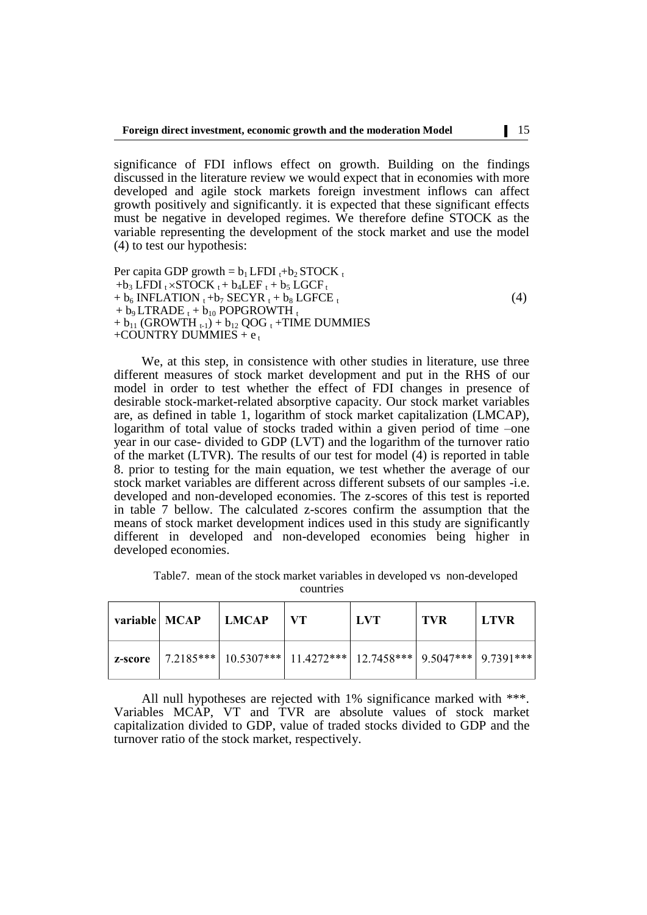significance of FDI inflows effect on growth. Building on the findings discussed in the literature review we would expect that in economies with more developed and agile stock markets foreign investment inflows can affect growth positively and significantly. it is expected that these significant effects must be negative in developed regimes. We therefore define STOCK as the variable representing the development of the stock market and use the model (4) to test our hypothesis:

$$
\begin{aligned}
\text{Per capita GDP growth} &= b_1\,\text{LFDI}_t + b_2\,\text{STOCK}_t \\
&+ b_3\,\text{LFDI}_t \times \text{STOCK}_t + b_4\text{LEF}_t + b_5\,\text{LGCF}_t \\
&+ b_6\,\text{INFLATION}_t + b_7\,\text{SECYR}_t + b_8\,\text{LGFCE}_t \\
&+ b_9\,\text{LTRADE}_t + b_{10}\,\text{POPGROWTH}_t \\
&+ b_{11}\,(\text{GROWTH}_{t-1}) + b_{12}\,\text{QOG}_t + \text{TIME DUMMIES} \\
&+ \text{COUNTRY DUMMIES} + e_t
\end{aligned}
\tag{4}
$$

We, at this step, in consistence with other studies in literature, use three different measures of stock market development and put in the RHS of our model in order to test whether the effect of FDI changes in presence of desirable stock-market-related absorptive capacity. Our stock market variables are, as defined in table 1, logarithm of stock market capitalization (LMCAP), logarithm of total value of stocks traded within a given period of time –one year in our case- divided to GDP (LVT) and the logarithm of the turnover ratio of the market (LTVR). The results of our test for model (4) is reported in table 8. prior to testing for the main equation, we test whether the average of our stock market variables are different across different subsets of our samples -i.e. developed and non-developed economies. The z-scores of this test is reported in table 7 bellow. The calculated z-scores confirm the assumption that the means of stock market development indices used in this study are significantly different in developed and non-developed economies being higher in developed economies.

Table7. mean of the stock market variables in developed vs non-developed countries

| variable | MCAP | LMCAP | VT | LVT | TVR | LTVR |
|---|---|---|---|---|---|---|
| z-score | 7.2185*** | 10.5307*** | 11.4272*** | 12.7458*** | 9.5047*** | 9.7391*** |

All null hypotheses are rejected with 1% significance marked with ***. Variables MCAP, VT and TVR are absolute values of stock market capitalization divided to GDP, value of traded stocks divided to GDP and the turnover ratio of the stock market, respectively.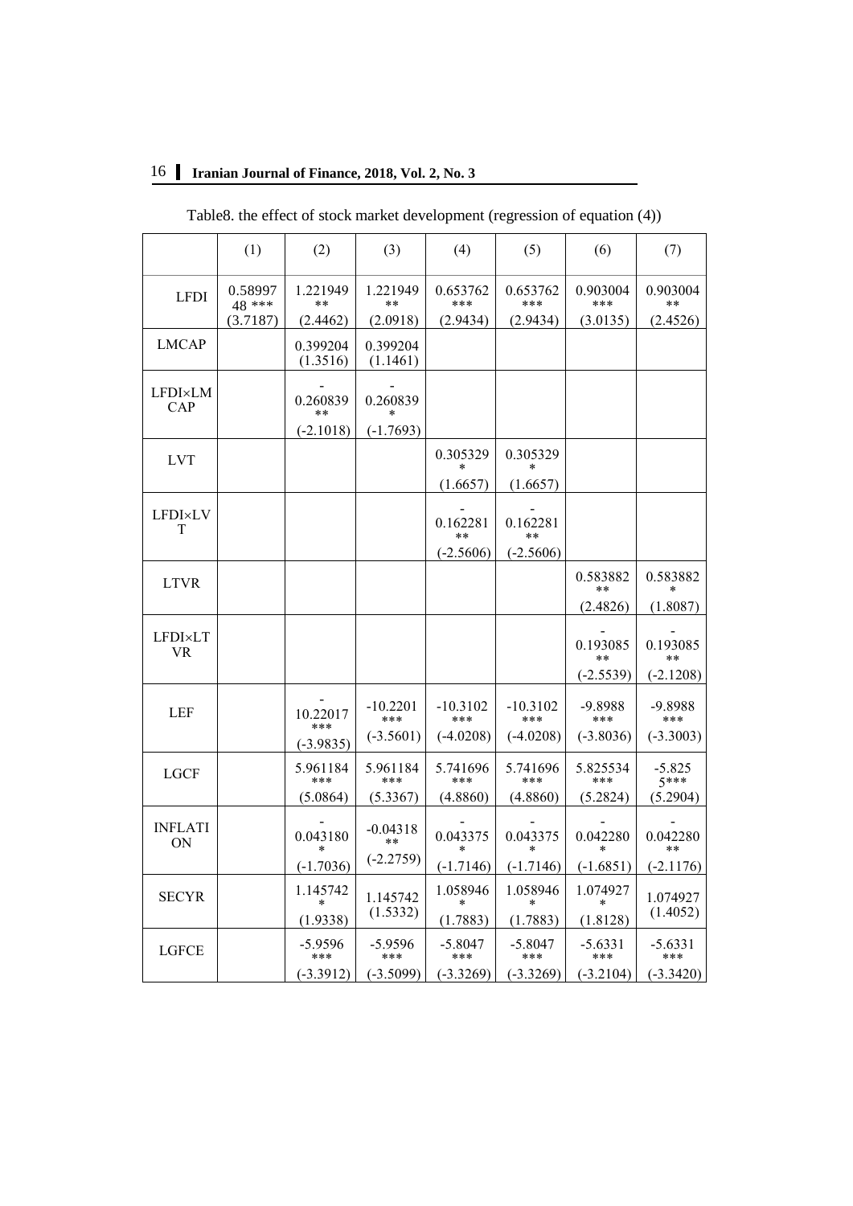Table8. the effect of stock market development (regression of equation (4))

| | (1) | (2) | (3) | (4) | (5) | (6) | (7) |
|---|---|---|---|---|---|---|---|
| LFDI | 0.5899748 *** (3.7187) | 1.221949 ** (2.4462) | 1.221949 ** (2.0918) | 0.653762 *** (2.9434) | 0.653762 *** (2.9434) | 0.903004 *** (3.0135) | 0.903004 ** (2.4526) |
| LMCAP | | 0.399204 (1.3516) | 0.399204 (1.1461) | | | | |
| LFDI×LMCAP | | -0.260839 ** (-2.1018) | -0.260839 * (-1.7693) | | | | |
| LVT | | | | 0.305329 * (1.6657) | 0.305329 * (1.6657) | | |
| LFDI×LVT | | | | -0.162281 ** (-2.5606) | -0.162281 ** (-2.5606) | | |
| LTVR | | | | | | 0.583882 ** (2.4826) | 0.583882 * (1.8087) |
| LFDI×LTVR | | | | | | -0.193085 ** (-2.5539) | -0.193085 ** (-2.1208) |
| LEF | | -10.22017 *** (-3.9835) | -10.2201 *** (-3.5601) | -10.3102 *** (-4.0208) | -10.3102 *** (-4.0208) | -9.8988 *** (-3.8036) | -9.8988 *** (-3.3003) |
| LGCF | | 5.961184 *** (5.0864) | 5.961184 *** (5.3367) | 5.741696 *** (4.8860) | 5.741696 *** (4.8860) | 5.825534 *** (5.2824) | -5.8255*** (5.2904) |
| INFLATION | | -0.043180 * (-1.7036) | -0.04318 ** (-2.2759) | -0.043375 * (-1.7146) | -0.043375 * (-1.7146) | -0.042280 * (-1.6851) | -0.042280 ** (-2.1176) |
| SECYR | | 1.145742 * (1.9338) | 1.145742 (1.5332) | 1.058946 * (1.7883) | 1.058946 * (1.7883) | 1.074927 * (1.8128) | 1.074927 (1.4052) |
| LGFCE | | -5.9596 *** (-3.3912) | -5.9596 *** (-3.5099) | -5.8047 *** (-3.3269) | -5.8047 *** (-3.3269) | -5.6331 *** (-3.2104) | -5.6331 *** (-3.3420) |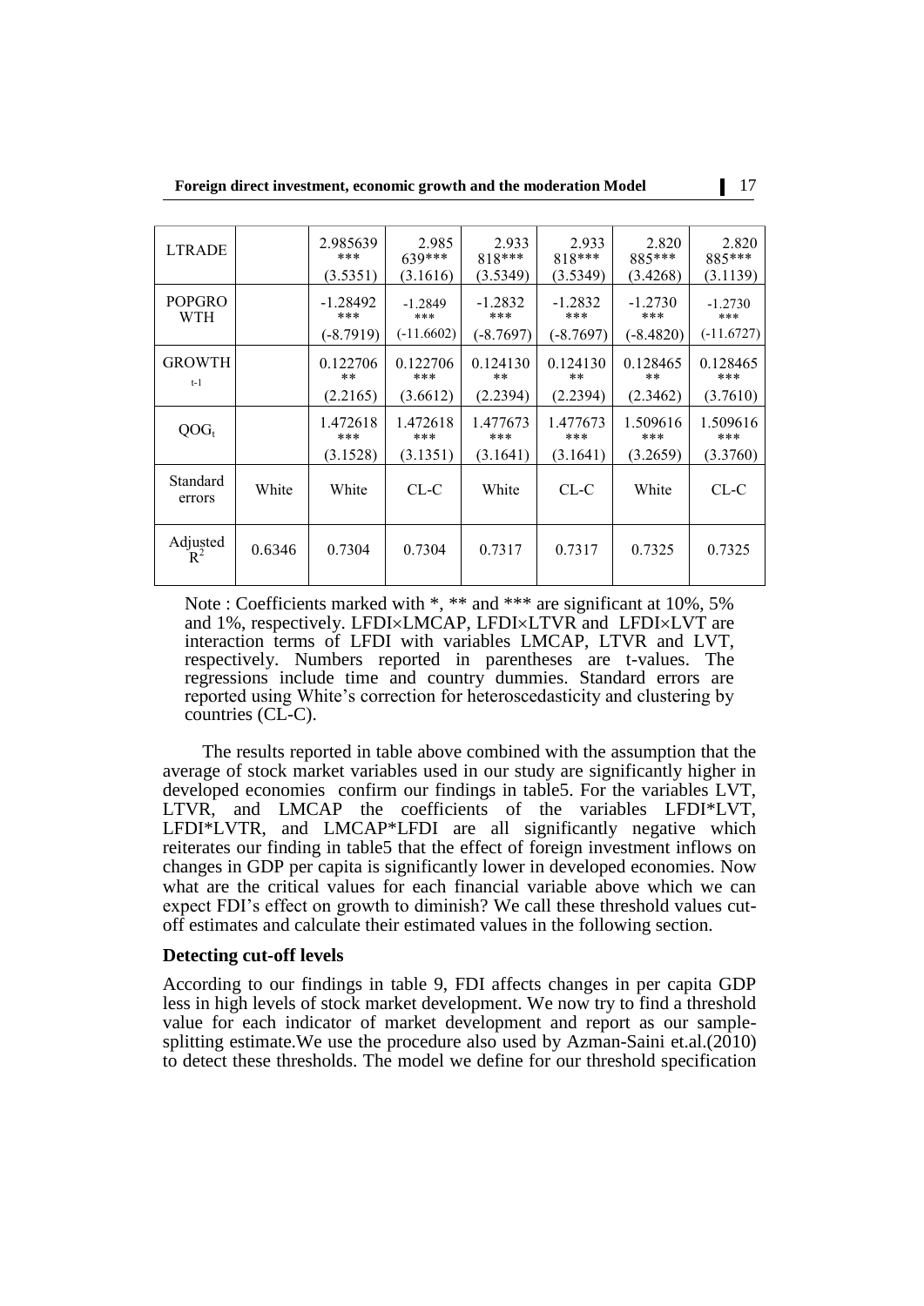| LTRADE | | 2.985639 *** (3.5351) | 2.985 639*** (3.1616) | 2.933 818*** (3.5349) | 2.933 818*** (3.5349) | 2.820 885*** (3.4268) | 2.820 885*** (3.1139) |
|---|---|---|---|---|---|---|---|
| POPGROWTH | | -1.28492 *** (-8.7919) | -1.2849 *** (-11.6602) | -1.2832 *** (-8.7697) | -1.2832 *** (-8.7697) | -1.2730 *** (-8.4820) | -1.2730 *** (-11.6727) |
| $GROWTH_{t-1}$ | | 0.122706 ** (2.2165) | 0.122706 *** (3.6612) | 0.124130 ** (2.2394) | 0.124130 ** (2.2394) | 0.128465 ** (2.3462) | 0.128465 *** (3.7610) |
| $QOG_t$ | | 1.472618 *** (3.1528) | 1.472618 *** (3.1351) | 1.477673 *** (3.1641) | 1.477673 *** (3.1641) | 1.509616 *** (3.2659) | 1.509616 *** (3.3760) |
| Standard errors | White | White | CL-C | White | CL-C | White | CL-C |
| Adjusted $R^2$ | 0.6346 | 0.7304 | 0.7304 | 0.7317 | 0.7317 | 0.7325 | 0.7325 |

Note : Coefficients marked with *, ** and *** are significant at 10%, 5% and 1%, respectively. LFDI×LMCAP, LFDI×LTVR and LFDI×LVT are interaction terms of LFDI with variables LMCAP, LTVR and LVT, respectively. Numbers reported in parentheses are t-values. The regressions include time and country dummies. Standard errors are reported using White's correction for heteroscedasticity and clustering by countries (CL-C).

The results reported in table above combined with the assumption that the average of stock market variables used in our study are significantly higher in developed economies confirm our findings in table5. For the variables LVT, LTVR, and LMCAP the coefficients of the variables LFDI*LVT, LFDI*LVTR, and LMCAP*LFDI are all significantly negative which reiterates our finding in table5 that the effect of foreign investment inflows on changes in GDP per capita is significantly lower in developed economies. Now what are the critical values for each financial variable above which we can expect FDI's effect on growth to diminish? We call these threshold values cut-off estimates and calculate their estimated values in the following section.

### Detecting cut-off levels

According to our findings in table 9, FDI affects changes in per capita GDP less in high levels of stock market development. We now try to find a threshold value for each indicator of market development and report as our sample-splitting estimate.We use the procedure also used by Azman-Saini et.al.(2010) to detect these thresholds. The model we define for our threshold specification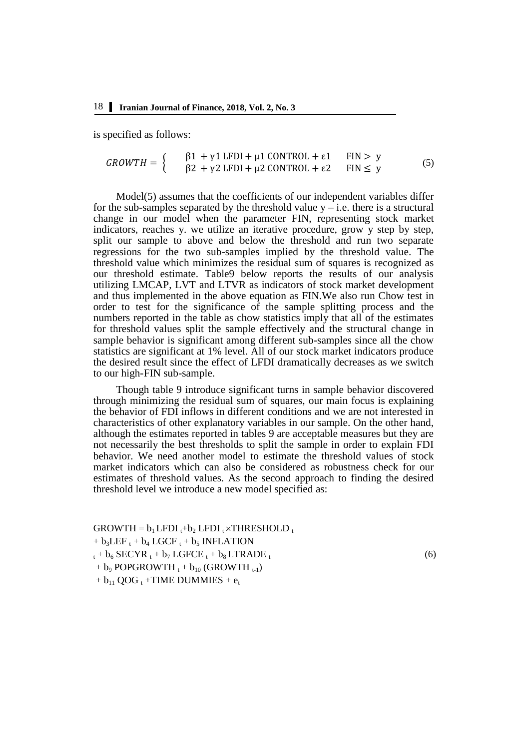is specified as follows:

$$GROWTH = \begin{cases} \beta 1 + \gamma 1 \text{ LFDI} + \mu 1 \text{ CONTROL} + \varepsilon 1 & \text{FIN} > \text{y} \\ \beta 2 + \gamma 2 \text{ LFDI} + \mu 2 \text{ CONTROL} + \varepsilon 2 & \text{FIN} \leq \text{y} \end{cases} \quad (5)$$

Model(5) assumes that the coefficients of our independent variables differ for the sub-samples separated by the threshold value y – i.e. there is a structural change in our model when the parameter FIN, representing stock market indicators, reaches y. we utilize an iterative procedure, grow y step by step, split our sample to above and below the threshold and run two separate regressions for the two sub-samples implied by the threshold value. The threshold value which minimizes the residual sum of squares is recognized as our threshold estimate. Table9 below reports the results of our analysis utilizing LMCAP, LVT and LTVR as indicators of stock market development and thus implemented in the above equation as FIN.We also run Chow test in order to test for the significance of the sample splitting process and the numbers reported in the table as chow statistics imply that all of the estimates for threshold values split the sample effectively and the structural change in sample behavior is significant among different sub-samples since all the chow statistics are significant at 1% level. All of our stock market indicators produce the desired result since the effect of LFDI dramatically decreases as we switch to our high-FIN sub-sample.

Though table 9 introduce significant turns in sample behavior discovered through minimizing the residual sum of squares, our main focus is explaining the behavior of FDI inflows in different conditions and we are not interested in characteristics of other explanatory variables in our sample. On the other hand, although the estimates reported in tables 9 are acceptable measures but they are not necessarily the best thresholds to split the sample in order to explain FDI behavior. We need another model to estimate the threshold values of stock market indicators which can also be considered as robustness check for our estimates of threshold values. As the second approach to finding the desired threshold level we introduce a new model specified as:

$$\begin{aligned} \text{GROWTH} &= b_1 \text{LFDI}_t + b_2 \text{LFDI}_t \times \text{THRESHOLD}_t \\ &+ b_3 \text{LEF}_t + b_4 \text{LGCF}_t + b_5 \text{INFLATION}_t + b_6 \text{SECYR}_t + b_7 \text{LGFCE}_t + b_8 \text{LTRADE}_t \\ &+ b_9 \text{POPGROWTH}_t + b_{10} (\text{GROWTH}_{t-1}) \\ &+ b_{11} \text{QOG}_t + \text{TIME DUMMIES} + e_t \end{aligned} \quad (6)$$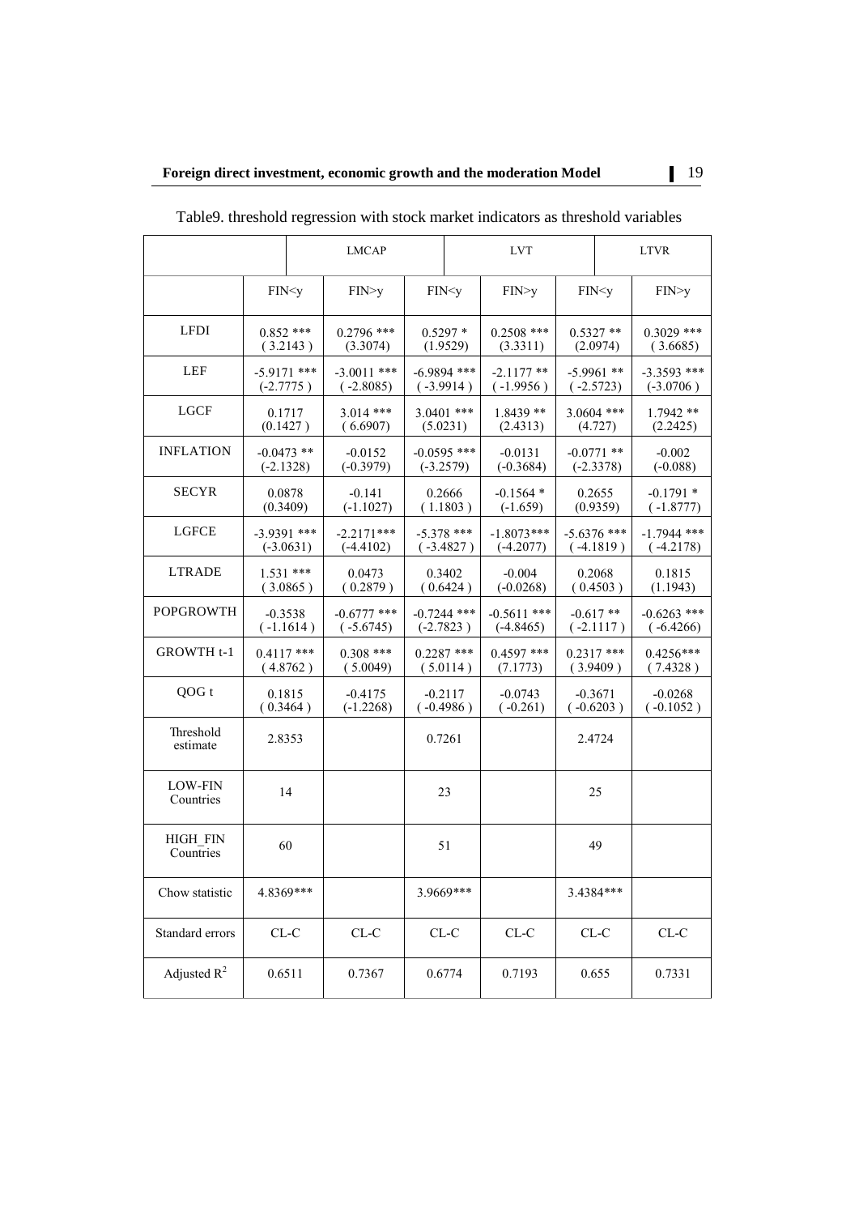Table9. threshold regression with stock market indicators as threshold variables

| | LMCAP | | LVT | | LTVR | |
|---|---|---|---|---|---|---|
| | FIN<y | FIN>y | FIN<y | FIN>y | FIN<y | FIN>y |
| LFDI | 0.852 *** ( 3.2143 ) | 0.2796 *** (3.3074) | 0.5297 * (1.9529) | 0.2508 *** (3.3311) | 0.5327 ** (2.0974) | 0.3029 *** ( 3.6685) |
| LEF | -5.9171 *** (-2.7775 ) | -3.0011 *** ( -2.8085) | -6.9894 *** ( -3.9914 ) | -2.1177 ** ( -1.9956 ) | -5.9961 ** ( -2.5723) | -3.3593 *** (-3.0706 ) |
| LGCF | 0.1717 (0.1427 ) | 3.014 *** ( 6.6907) | 3.0401 *** (5.0231) | 1.8439 ** (2.4313) | 3.0604 *** (4.727) | 1.7942 ** (2.2425) |
| INFLATION | -0.0473 ** (-2.1328) | -0.0152 (-0.3979) | -0.0595 *** (-3.2579) | -0.0131 (-0.3684) | -0.0771 ** (-2.3378) | -0.002 (-0.088) |
| SECYR | 0.0878 (0.3409) | -0.141 (-1.1027) | 0.2666 ( 1.1803 ) | -0.1564 * (-1.659) | 0.2655 (0.9359) | -0.1791 * ( -1.8777) |
| LGFCE | -3.9391 *** (-3.0631) | -2.2171*** (-4.4102) | -5.378 *** ( -3.4827 ) | -1.8073*** (-4.2077) | -5.6376 *** ( -4.1819 ) | -1.7944 *** ( -4.2178) |
| LTRADE | 1.531 *** ( 3.0865 ) | 0.0473 ( 0.2879 ) | 0.3402 ( 0.6424 ) | -0.004 (-0.0268) | 0.2068 ( 0.4503 ) | 0.1815 (1.1943) |
| POPGROWTH | -0.3538 ( -1.1614 ) | -0.6777 *** ( -5.6745) | -0.7244 *** (-2.7823 ) | -0.5611 *** (-4.8465) | -0.617 ** ( -2.1117 ) | -0.6263 *** ( -6.4266) |
| GROWTH t-1 | 0.4117 *** ( 4.8762 ) | 0.308 *** ( 5.0049) | 0.2287 *** ( 5.0114 ) | 0.4597 *** (7.1773) | 0.2317 *** ( 3.9409 ) | 0.4256*** ( 7.4328 ) |
| QOG t | 0.1815 ( 0.3464 ) | -0.4175 (-1.2268) | -0.2117 ( -0.4986 ) | -0.0743 ( -0.261) | -0.3671 ( -0.6203 ) | -0.0268 ( -0.1052 ) |
| Threshold estimate | 2.8353 | | 0.7261 | | 2.4724 | |
| LOW-FIN Countries | 14 | | 23 | | 25 | |
| HIGH_FIN Countries | 60 | | 51 | | 49 | |
| Chow statistic | 4.8369*** | | 3.9669*** | | 3.4384*** | |
| Standard errors | CL-C | CL-C | CL-C | CL-C | CL-C | CL-C |
| Adjusted $R^2$ | 0.6511 | 0.7367 | 0.6774 | 0.7193 | 0.655 | 0.7331 |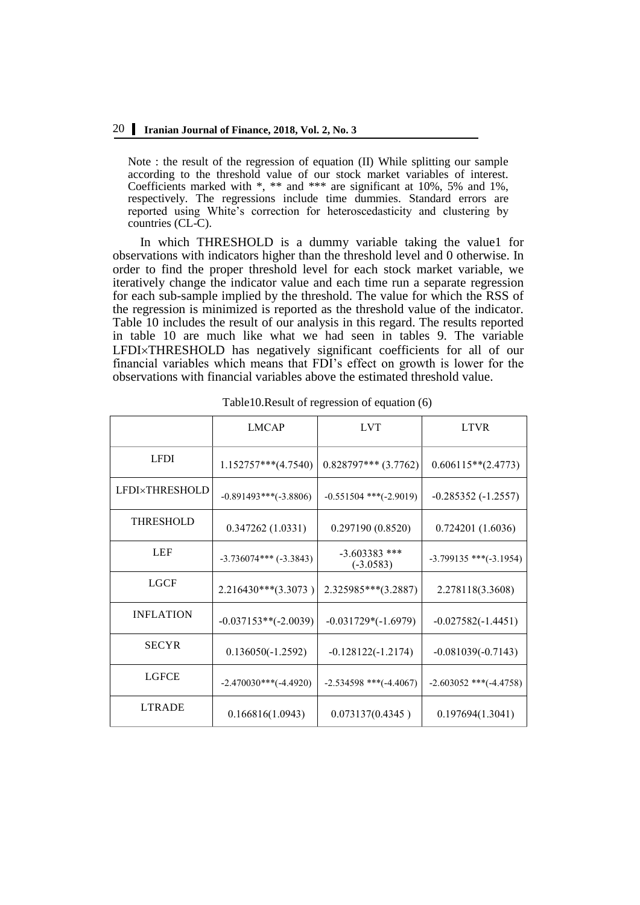Note : the result of the regression of equation (II) While splitting our sample according to the threshold value of our stock market variables of interest. Coefficients marked with *, ** and *** are significant at 10%, 5% and 1%, respectively. The regressions include time dummies. Standard errors are reported using White's correction for heteroscedasticity and clustering by countries (CL-C).

In which THRESHOLD is a dummy variable taking the value1 for observations with indicators higher than the threshold level and 0 otherwise. In order to find the proper threshold level for each stock market variable, we iteratively change the indicator value and each time run a separate regression for each sub-sample implied by the threshold. The value for which the RSS of the regression is minimized is reported as the threshold value of the indicator. Table 10 includes the result of our analysis in this regard. The results reported in table 10 are much like what we had seen in tables 9. The variable LFDI×THRESHOLD has negatively significant coefficients for all of our financial variables which means that FDI's effect on growth is lower for the observations with financial variables above the estimated threshold value.

Table10.Result of regression of equation (6)

| | LMCAP | LVT | LTVR |
|---|---|---|---|
| LFDI | 1.152757***(4.7540) | 0.828797*** (3.7762) | 0.606115**(2.4773) |
| LFDI×THRESHOLD | -0.891493***(-3.8806) | -0.551504 ***(-2.9019) | -0.285352 (-1.2557) |
| THRESHOLD | 0.347262 (1.0331) | 0.297190 (0.8520) | 0.724201 (1.6036) |
| LEF | -3.736074*** (-3.3843) | -3.603383 *** (-3.0583) | -3.799135 ***(-3.1954) |
| LGCF | 2.216430***(3.3073 ) | 2.325985***(3.2887) | 2.278118(3.3608) |
| INFLATION | -0.037153**(-2.0039) | -0.031729*(-1.6979) | -0.027582(-1.4451) |
| SECYR | 0.136050(-1.2592) | -0.128122(-1.2174) | -0.081039(-0.7143) |
| LGFCE | -2.470030***(-4.4920) | -2.534598 ***(-4.4067) | -2.603052 ***(-4.4758) |
| LTRADE | 0.166816(1.0943) | 0.073137(0.4345 ) | 0.197694(1.3041) |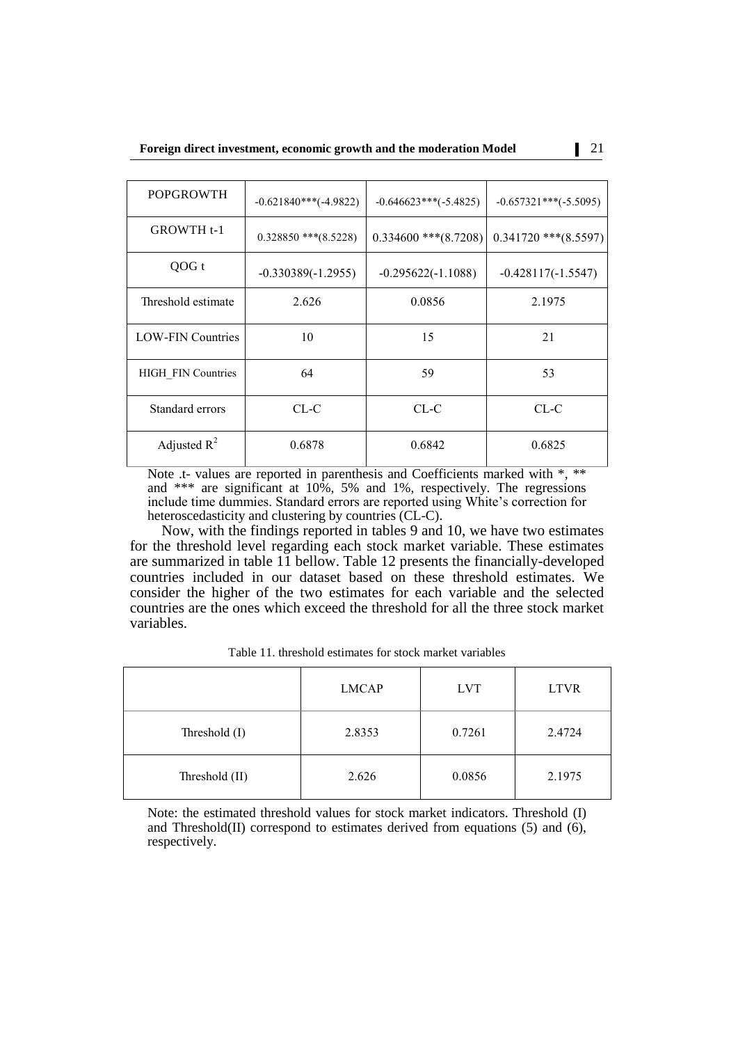| POPGROWTH | -0.621840***(-4.9822) | -0.646623***(-5.4825) | -0.657321***(-5.5095) |
|---|---|---|---|
| GROWTH t-1 | 0.328850 ***(8.5228) | 0.334600 ***(8.7208) | 0.341720 ***(8.5597) |
| QOG t | -0.330389(-1.2955) | -0.295622(-1.1088) | -0.428117(-1.5547) |
| Threshold estimate | 2.626 | 0.0856 | 2.1975 |
| LOW-FIN Countries | 10 | 15 | 21 |
| HIGH_FIN Countries | 64 | 59 | 53 |
| Standard errors | CL-C | CL-C | CL-C |
| Adjusted $R^2$ | 0.6878 | 0.6842 | 0.6825 |

Note .t- values are reported in parenthesis and Coefficients marked with *, ** and *** are significant at 10%, 5% and 1%, respectively. The regressions include time dummies. Standard errors are reported using White's correction for heteroscedasticity and clustering by countries (CL-C).

Now, with the findings reported in tables 9 and 10, we have two estimates for the threshold level regarding each stock market variable. These estimates are summarized in table 11 bellow. Table 12 presents the financially-developed countries included in our dataset based on these threshold estimates. We consider the higher of the two estimates for each variable and the selected countries are the ones which exceed the threshold for all the three stock market variables.

Table 11. threshold estimates for stock market variables

| | LMCAP | LVT | LTVR |
|---|---|---|---|
| Threshold (I) | 2.8353 | 0.7261 | 2.4724 |
| Threshold (II) | 2.626 | 0.0856 | 2.1975 |

Note: the estimated threshold values for stock market indicators. Threshold (I) and Threshold(II) correspond to estimates derived from equations (5) and (6), respectively.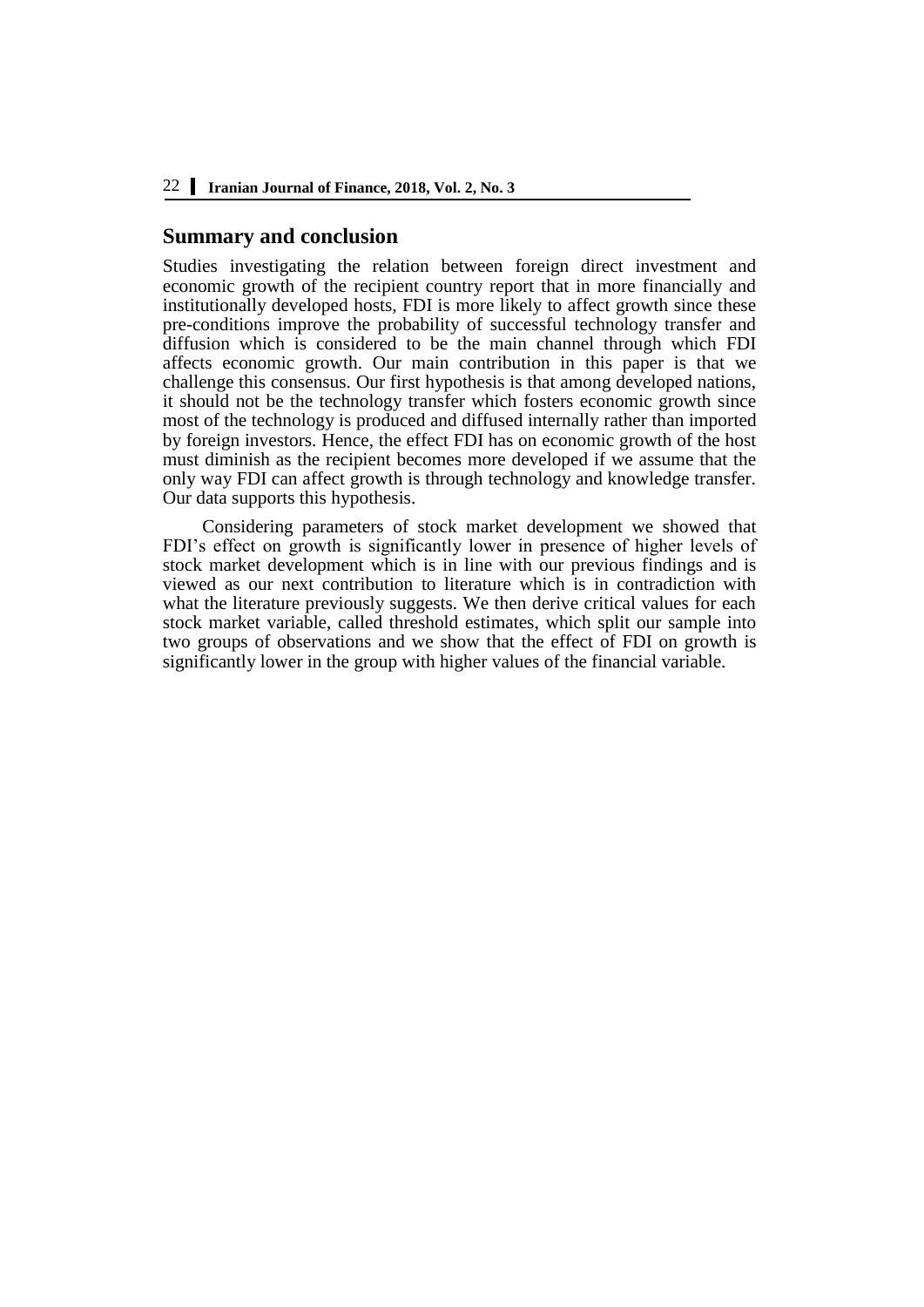## Summary and conclusion

Studies investigating the relation between foreign direct investment and economic growth of the recipient country report that in more financially and institutionally developed hosts, FDI is more likely to affect growth since these pre-conditions improve the probability of successful technology transfer and diffusion which is considered to be the main channel through which FDI affects economic growth. Our main contribution in this paper is that we challenge this consensus. Our first hypothesis is that among developed nations, it should not be the technology transfer which fosters economic growth since most of the technology is produced and diffused internally rather than imported by foreign investors. Hence, the effect FDI has on economic growth of the host must diminish as the recipient becomes more developed if we assume that the only way FDI can affect growth is through technology and knowledge transfer. Our data supports this hypothesis.

Considering parameters of stock market development we showed that FDI's effect on growth is significantly lower in presence of higher levels of stock market development which is in line with our previous findings and is viewed as our next contribution to literature which is in contradiction with what the literature previously suggests. We then derive critical values for each stock market variable, called threshold estimates, which split our sample into two groups of observations and we show that the effect of FDI on growth is significantly lower in the group with higher values of the financial variable.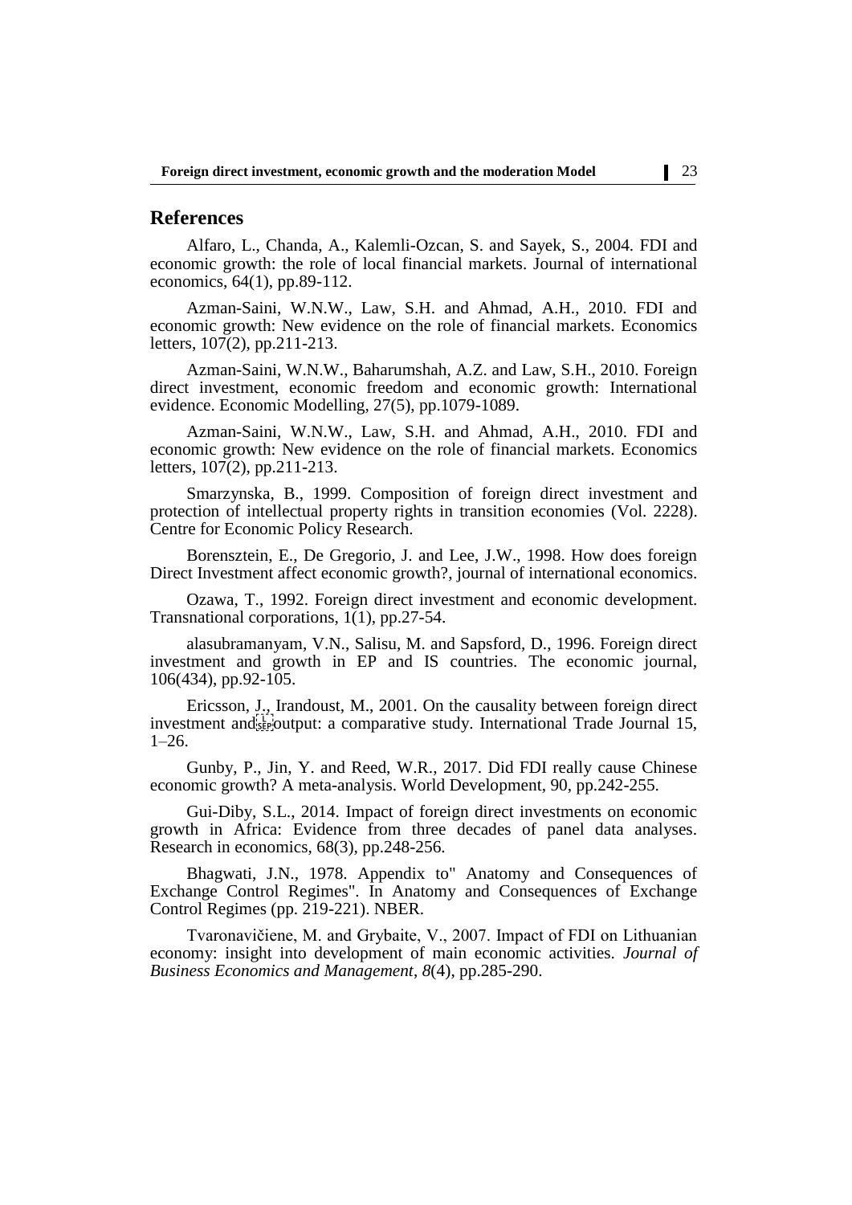## References

Alfaro, L., Chanda, A., Kalemli-Ozcan, S. and Sayek, S., 2004. FDI and economic growth: the role of local financial markets. Journal of international economics, 64(1), pp.89-112.

Azman-Saini, W.N.W., Law, S.H. and Ahmad, A.H., 2010. FDI and economic growth: New evidence on the role of financial markets. Economics letters, 107(2), pp.211-213.

Azman-Saini, W.N.W., Baharumshah, A.Z. and Law, S.H., 2010. Foreign direct investment, economic freedom and economic growth: International evidence. Economic Modelling, 27(5), pp.1079-1089.

Azman-Saini, W.N.W., Law, S.H. and Ahmad, A.H., 2010. FDI and economic growth: New evidence on the role of financial markets. Economics letters, 107(2), pp.211-213.

Smarzynska, B., 1999. Composition of foreign direct investment and protection of intellectual property rights in transition economies (Vol. 2228). Centre for Economic Policy Research.

Borensztein, E., De Gregorio, J. and Lee, J.W., 1998. How does foreign Direct Investment affect economic growth?, journal of international economics.

Ozawa, T., 1992. Foreign direct investment and economic development. Transnational corporations, 1(1), pp.27-54.

alasubramanyam, V.N., Salisu, M. and Sapsford, D., 1996. Foreign direct investment and growth in EP and IS countries. The economic journal, 106(434), pp.92-105.

Ericsson, J., Irandoust, M., 2001. On the causality between foreign direct investment and output: a comparative study. International Trade Journal 15, 1–26.

Gunby, P., Jin, Y. and Reed, W.R., 2017. Did FDI really cause Chinese economic growth? A meta-analysis. World Development, 90, pp.242-255.

Gui-Diby, S.L., 2014. Impact of foreign direct investments on economic growth in Africa: Evidence from three decades of panel data analyses. Research in economics, 68(3), pp.248-256.

Bhagwati, J.N., 1978. Appendix to" Anatomy and Consequences of Exchange Control Regimes". In Anatomy and Consequences of Exchange Control Regimes (pp. 219-221). NBER.

Tvaronavičiene, M. and Grybaite, V., 2007. Impact of FDI on Lithuanian economy: insight into development of main economic activities. *Journal of Business Economics and Management*, *8*(4), pp.285-290.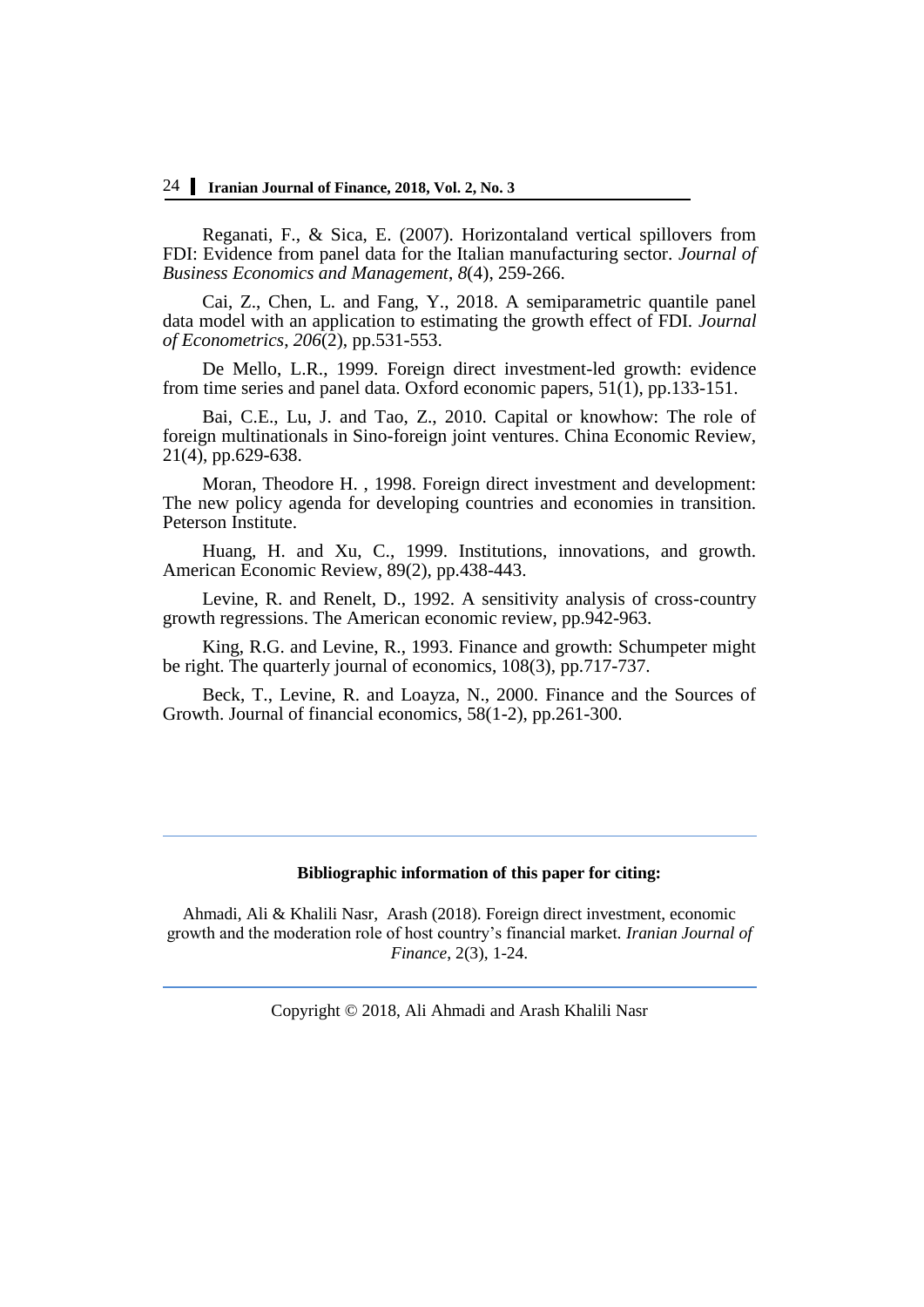Reganati, F., & Sica, E. (2007). Horizontaland vertical spillovers from FDI: Evidence from panel data for the Italian manufacturing sector. *Journal of Business Economics and Management*, *8*(4), 259-266.

Cai, Z., Chen, L. and Fang, Y., 2018. A semiparametric quantile panel data model with an application to estimating the growth effect of FDI. *Journal of Econometrics*, *206*(2), pp.531-553.

De Mello, L.R., 1999. Foreign direct investment-led growth: evidence from time series and panel data. Oxford economic papers, 51(1), pp.133-151.

Bai, C.E., Lu, J. and Tao, Z., 2010. Capital or knowhow: The role of foreign multinationals in Sino-foreign joint ventures. China Economic Review, 21(4), pp.629-638.

Moran, Theodore H. , 1998. Foreign direct investment and development: The new policy agenda for developing countries and economies in transition. Peterson Institute.

Huang, H. and Xu, C., 1999. Institutions, innovations, and growth. American Economic Review, 89(2), pp.438-443.

Levine, R. and Renelt, D., 1992. A sensitivity analysis of cross-country growth regressions. The American economic review, pp.942-963.

King, R.G. and Levine, R., 1993. Finance and growth: Schumpeter might be right. The quarterly journal of economics, 108(3), pp.717-737.

Beck, T., Levine, R. and Loayza, N., 2000. Finance and the Sources of Growth. Journal of financial economics, 58(1-2), pp.261-300.

---

**Bibliographic information of this paper for citing:**

Ahmadi, Ali & Khalili Nasr, Arash (2018). Foreign direct investment, economic growth and the moderation role of host country's financial market. *Iranian Journal of Finance*, 2(3), 1-24.

---

Copyright © 2018, Ali Ahmadi and Arash Khalili Nasr